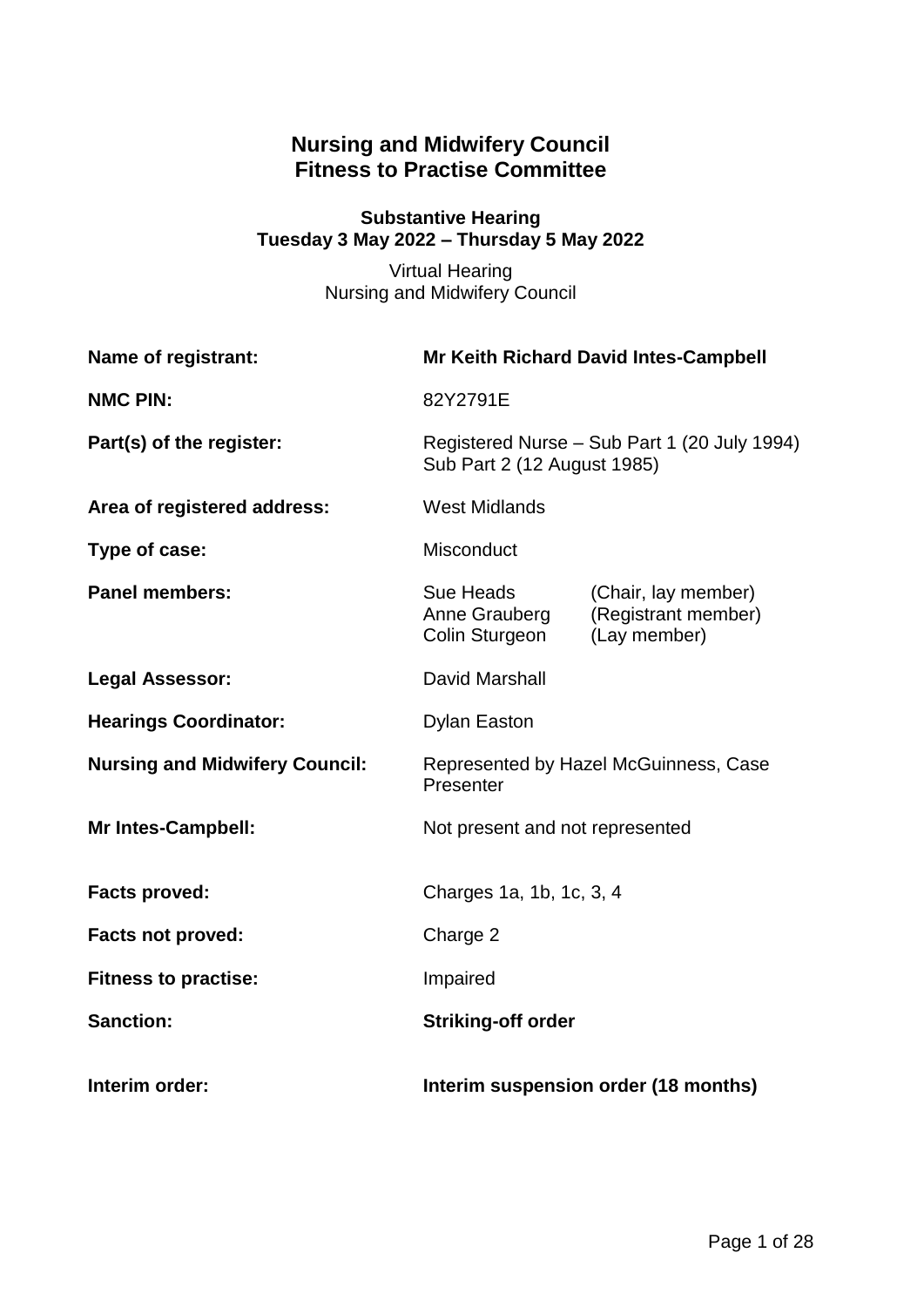# Nursing and Midwifery Council
# Fitness to Practise Committee

**Substantive Hearing**
**Tuesday 3 May 2022 – Thursday 5 May 2022**

Virtual Hearing
Nursing and Midwifery Council

| | | |
|---|---|---|
| **Name of registrant:** | **Mr Keith Richard David Intes-Campbell** | |
| **NMC PIN:** | 82Y2791E | |
| **Part(s) of the register:** | Registered Nurse – Sub Part 1 (20 July 1994) Sub Part 2 (12 August 1985) | |
| **Area of registered address:** | West Midlands | |
| **Type of case:** | Misconduct | |
| **Panel members:** | Sue Heads<br>Anne Grauberg<br>Colin Sturgeon | (Chair, lay member)<br>(Registrant member)<br>(Lay member) |
| **Legal Assessor:** | David Marshall | |
| **Hearings Coordinator:** | Dylan Easton | |
| **Nursing and Midwifery Council:** | Represented by Hazel McGuinness, Case Presenter | |
| **Mr Intes-Campbell:** | Not present and not represented | |
| **Facts proved:** | Charges 1a, 1b, 1c, 3, 4 | |
| **Facts not proved:** | Charge 2 | |
| **Fitness to practise:** | Impaired | |
| **Sanction:** | **Striking-off order** | |
| **Interim order:** | **Interim suspension order (18 months)** | |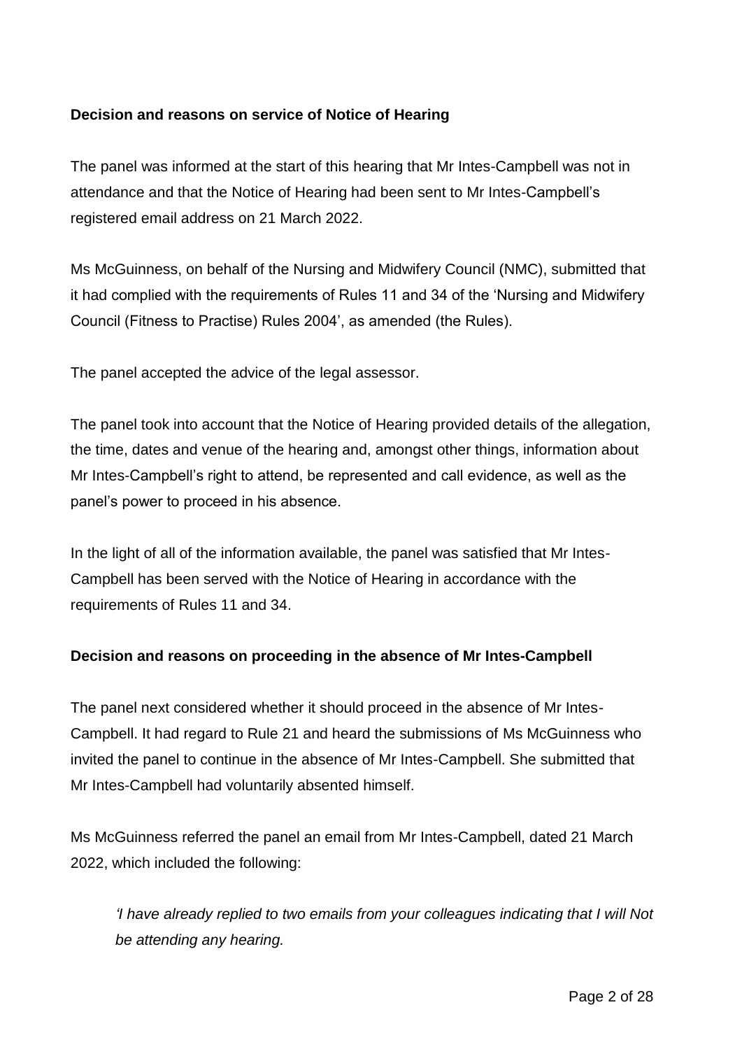**Decision and reasons on service of Notice of Hearing**

The panel was informed at the start of this hearing that Mr Intes-Campbell was not in attendance and that the Notice of Hearing had been sent to Mr Intes-Campbell's registered email address on 21 March 2022.

Ms McGuinness, on behalf of the Nursing and Midwifery Council (NMC), submitted that it had complied with the requirements of Rules 11 and 34 of the 'Nursing and Midwifery Council (Fitness to Practise) Rules 2004', as amended (the Rules).

The panel accepted the advice of the legal assessor.

The panel took into account that the Notice of Hearing provided details of the allegation, the time, dates and venue of the hearing and, amongst other things, information about Mr Intes-Campbell's right to attend, be represented and call evidence, as well as the panel's power to proceed in his absence.

In the light of all of the information available, the panel was satisfied that Mr Intes-Campbell has been served with the Notice of Hearing in accordance with the requirements of Rules 11 and 34.

**Decision and reasons on proceeding in the absence of Mr Intes-Campbell**

The panel next considered whether it should proceed in the absence of Mr Intes-Campbell. It had regard to Rule 21 and heard the submissions of Ms McGuinness who invited the panel to continue in the absence of Mr Intes-Campbell. She submitted that Mr Intes-Campbell had voluntarily absented himself.

Ms McGuinness referred the panel an email from Mr Intes-Campbell, dated 21 March 2022, which included the following:

> *'I have already replied to two emails from your colleagues indicating that I will Not be attending any hearing.*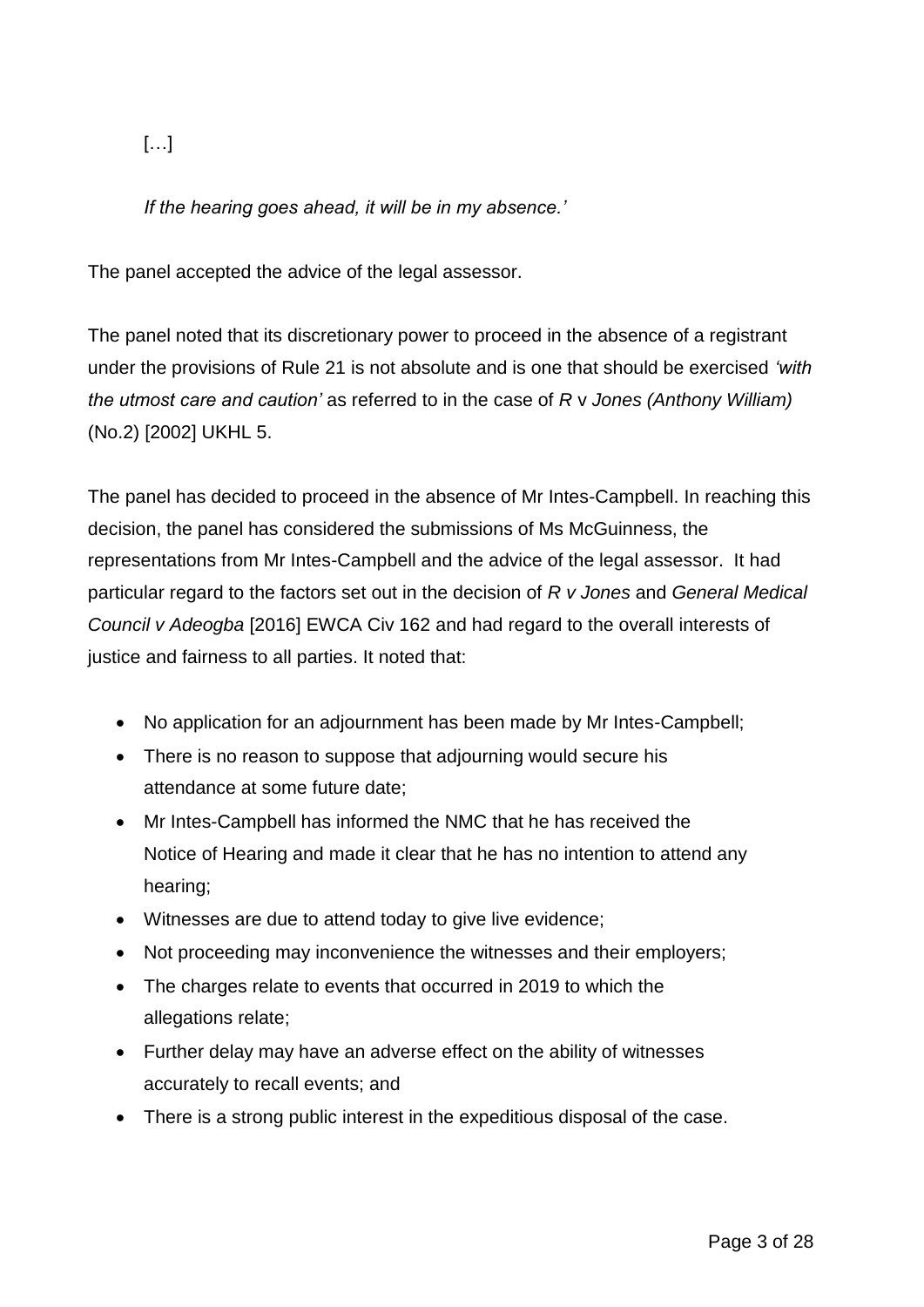[…]

*If the hearing goes ahead, it will be in my absence.'*

The panel accepted the advice of the legal assessor.

The panel noted that its discretionary power to proceed in the absence of a registrant under the provisions of Rule 21 is not absolute and is one that should be exercised *'with the utmost care and caution'* as referred to in the case of *R* v *Jones (Anthony William)* (No.2) [2002] UKHL 5.

The panel has decided to proceed in the absence of Mr Intes-Campbell. In reaching this decision, the panel has considered the submissions of Ms McGuinness, the representations from Mr Intes-Campbell and the advice of the legal assessor. It had particular regard to the factors set out in the decision of *R v Jones* and *General Medical Council v Adeogba* [2016] EWCA Civ 162 and had regard to the overall interests of justice and fairness to all parties. It noted that:

- No application for an adjournment has been made by Mr Intes-Campbell;
- There is no reason to suppose that adjourning would secure his attendance at some future date;
- Mr Intes-Campbell has informed the NMC that he has received the Notice of Hearing and made it clear that he has no intention to attend any hearing;
- Witnesses are due to attend today to give live evidence;
- Not proceeding may inconvenience the witnesses and their employers;
- The charges relate to events that occurred in 2019 to which the allegations relate;
- Further delay may have an adverse effect on the ability of witnesses accurately to recall events; and
- There is a strong public interest in the expeditious disposal of the case.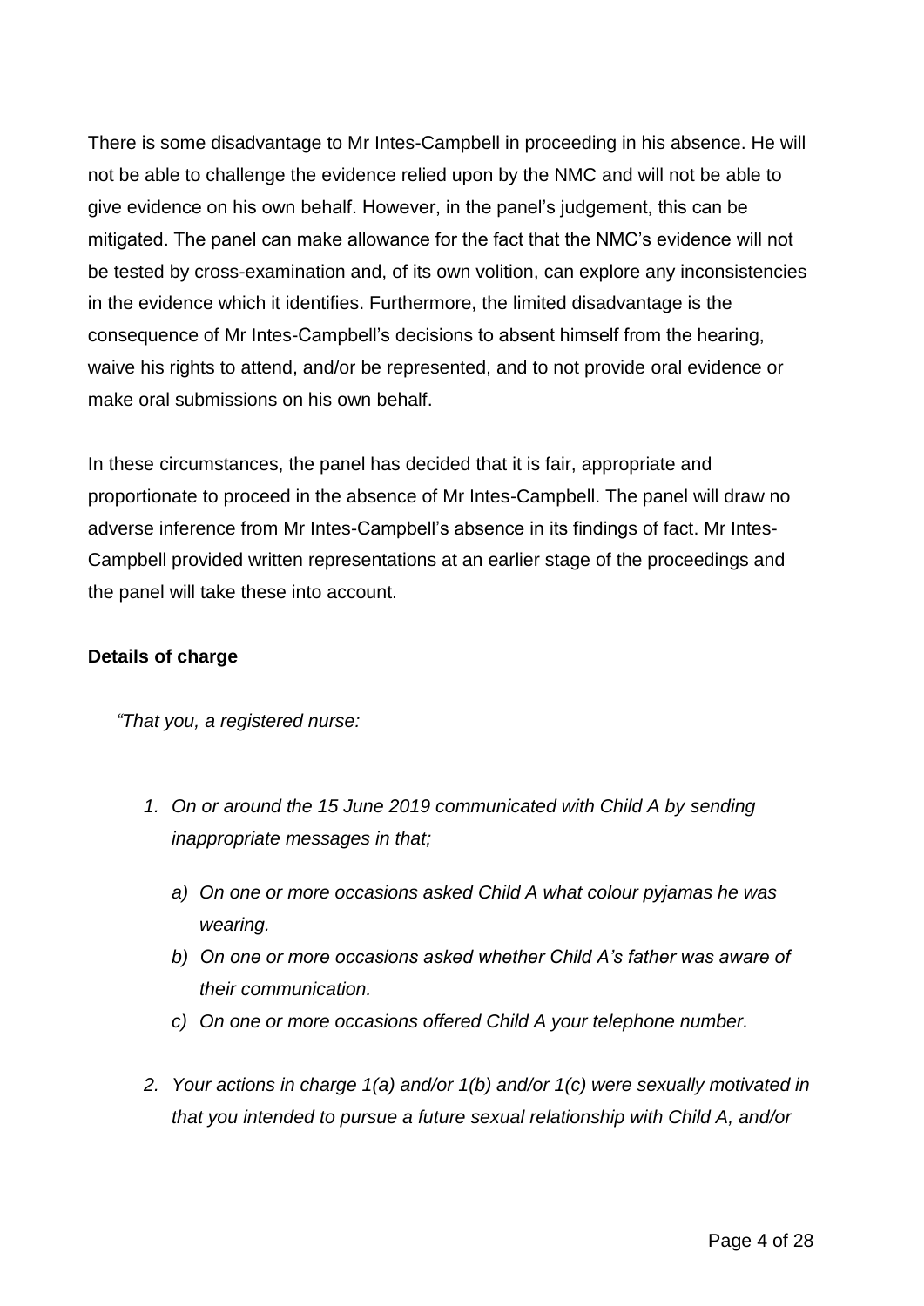There is some disadvantage to Mr Intes-Campbell in proceeding in his absence. He will not be able to challenge the evidence relied upon by the NMC and will not be able to give evidence on his own behalf. However, in the panel's judgement, this can be mitigated. The panel can make allowance for the fact that the NMC's evidence will not be tested by cross-examination and, of its own volition, can explore any inconsistencies in the evidence which it identifies. Furthermore, the limited disadvantage is the consequence of Mr Intes-Campbell's decisions to absent himself from the hearing, waive his rights to attend, and/or be represented, and to not provide oral evidence or make oral submissions on his own behalf.

In these circumstances, the panel has decided that it is fair, appropriate and proportionate to proceed in the absence of Mr Intes-Campbell. The panel will draw no adverse inference from Mr Intes-Campbell's absence in its findings of fact. Mr Intes-Campbell provided written representations at an earlier stage of the proceedings and the panel will take these into account.

**Details of charge**

*"That you, a registered nurse:*

1. *On or around the 15 June 2019 communicated with Child A by sending inappropriate messages in that;*

   a) *On one or more occasions asked Child A what colour pyjamas he was wearing.*

   b) *On one or more occasions asked whether Child A's father was aware of their communication.*

   c) *On one or more occasions offered Child A your telephone number.*

2. *Your actions in charge 1(a) and/or 1(b) and/or 1(c) were sexually motivated in that you intended to pursue a future sexual relationship with Child A, and/or*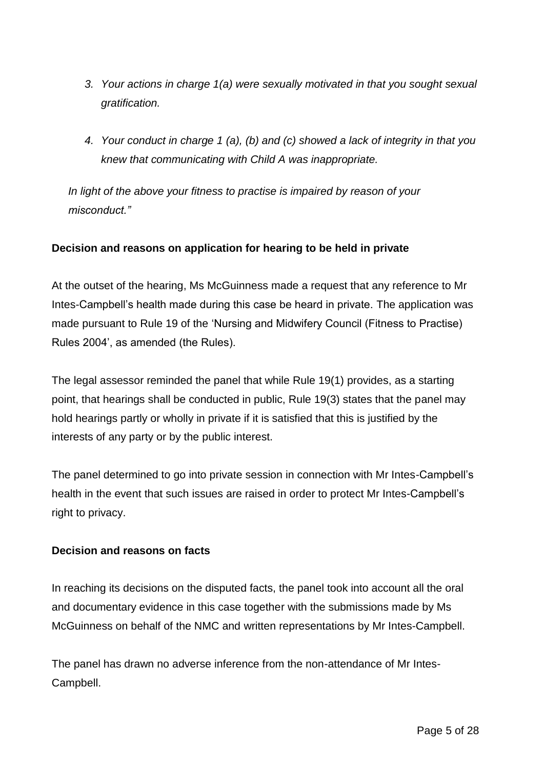3. *Your actions in charge 1(a) were sexually motivated in that you sought sexual gratification.*

4. *Your conduct in charge 1 (a), (b) and (c) showed a lack of integrity in that you knew that communicating with Child A was inappropriate.*

*In light of the above your fitness to practise is impaired by reason of your misconduct."*

**Decision and reasons on application for hearing to be held in private**

At the outset of the hearing, Ms McGuinness made a request that any reference to Mr Intes-Campbell's health made during this case be heard in private. The application was made pursuant to Rule 19 of the 'Nursing and Midwifery Council (Fitness to Practise) Rules 2004', as amended (the Rules).

The legal assessor reminded the panel that while Rule 19(1) provides, as a starting point, that hearings shall be conducted in public, Rule 19(3) states that the panel may hold hearings partly or wholly in private if it is satisfied that this is justified by the interests of any party or by the public interest.

The panel determined to go into private session in connection with Mr Intes-Campbell's health in the event that such issues are raised in order to protect Mr Intes-Campbell's right to privacy.

**Decision and reasons on facts**

In reaching its decisions on the disputed facts, the panel took into account all the oral and documentary evidence in this case together with the submissions made by Ms McGuinness on behalf of the NMC and written representations by Mr Intes-Campbell.

The panel has drawn no adverse inference from the non-attendance of Mr Intes-Campbell.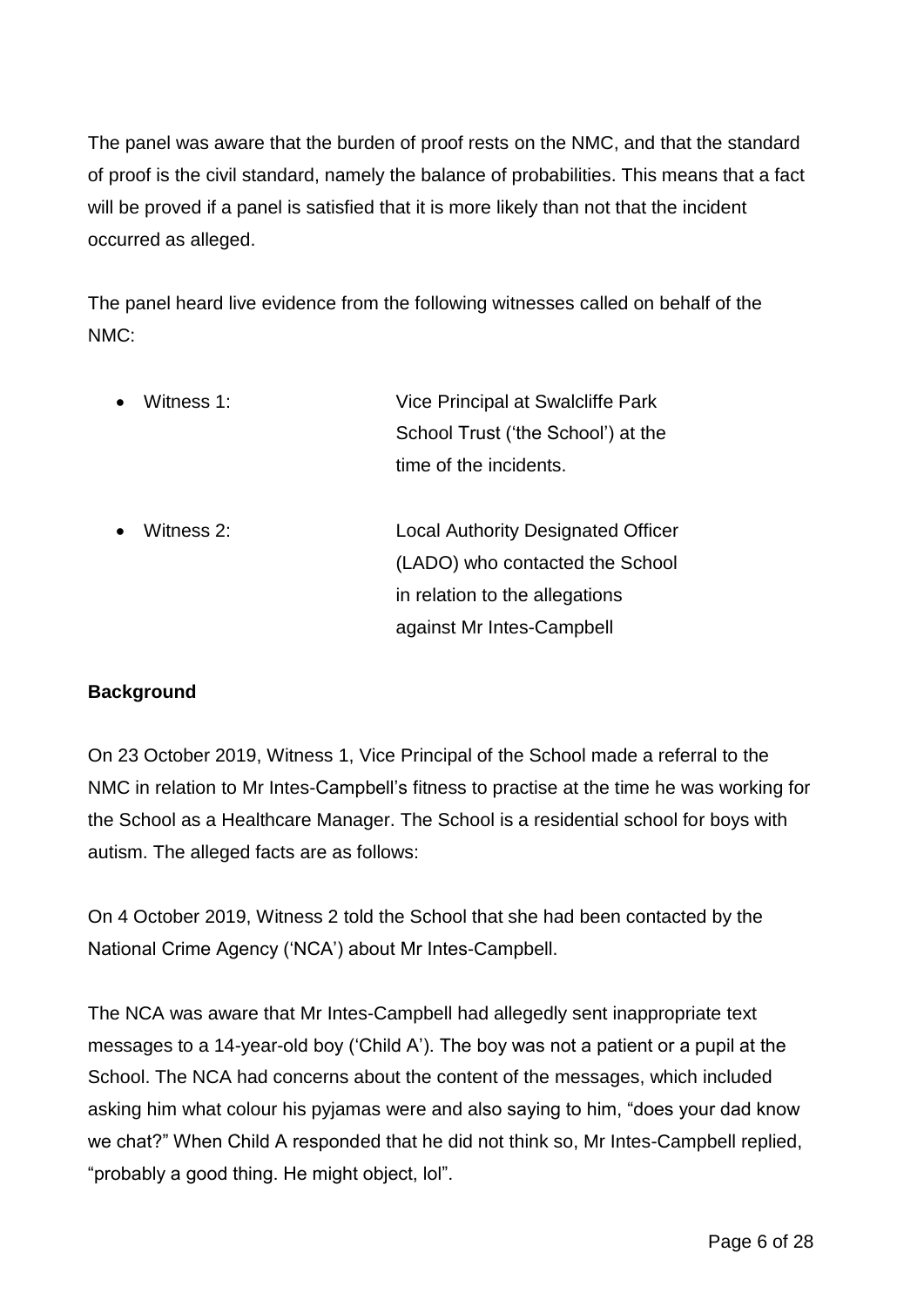The panel was aware that the burden of proof rests on the NMC, and that the standard of proof is the civil standard, namely the balance of probabilities. This means that a fact will be proved if a panel is satisfied that it is more likely than not that the incident occurred as alleged.

The panel heard live evidence from the following witnesses called on behalf of the NMC:

- Witness 1: Vice Principal at Swalcliffe Park School Trust ('the School') at the time of the incidents.
- Witness 2: Local Authority Designated Officer (LADO) who contacted the School in relation to the allegations against Mr Intes-Campbell

**Background**

On 23 October 2019, Witness 1, Vice Principal of the School made a referral to the NMC in relation to Mr Intes-Campbell's fitness to practise at the time he was working for the School as a Healthcare Manager. The School is a residential school for boys with autism. The alleged facts are as follows:

On 4 October 2019, Witness 2 told the School that she had been contacted by the National Crime Agency ('NCA') about Mr Intes-Campbell.

The NCA was aware that Mr Intes-Campbell had allegedly sent inappropriate text messages to a 14-year-old boy ('Child A'). The boy was not a patient or a pupil at the School. The NCA had concerns about the content of the messages, which included asking him what colour his pyjamas were and also saying to him, "does your dad know we chat?" When Child A responded that he did not think so, Mr Intes-Campbell replied, "probably a good thing. He might object, lol".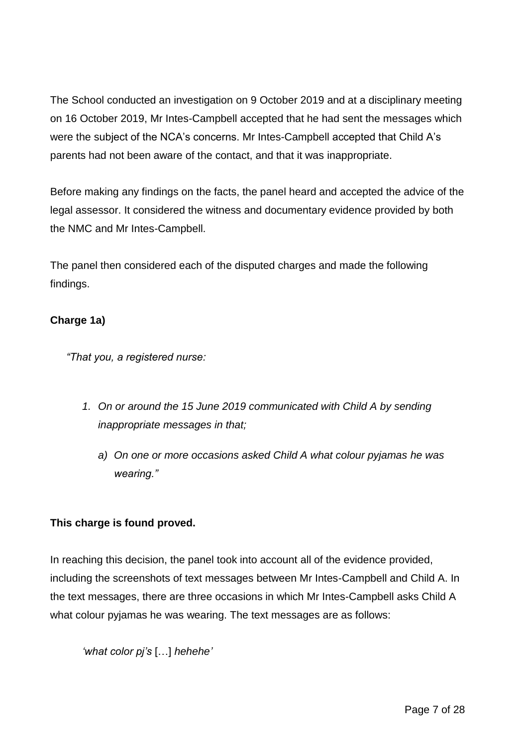The School conducted an investigation on 9 October 2019 and at a disciplinary meeting on 16 October 2019, Mr Intes-Campbell accepted that he had sent the messages which were the subject of the NCA's concerns. Mr Intes-Campbell accepted that Child A's parents had not been aware of the contact, and that it was inappropriate.

Before making any findings on the facts, the panel heard and accepted the advice of the legal assessor. It considered the witness and documentary evidence provided by both the NMC and Mr Intes-Campbell.

The panel then considered each of the disputed charges and made the following findings.

**Charge 1a)**

*"That you, a registered nurse:*

1. *On or around the 15 June 2019 communicated with Child A by sending inappropriate messages in that;*
   
   a) *On one or more occasions asked Child A what colour pyjamas he was wearing."*

**This charge is found proved.**

In reaching this decision, the panel took into account all of the evidence provided, including the screenshots of text messages between Mr Intes-Campbell and Child A. In the text messages, there are three occasions in which Mr Intes-Campbell asks Child A what colour pyjamas he was wearing. The text messages are as follows:

> *'what color pj's* […] *hehehe'*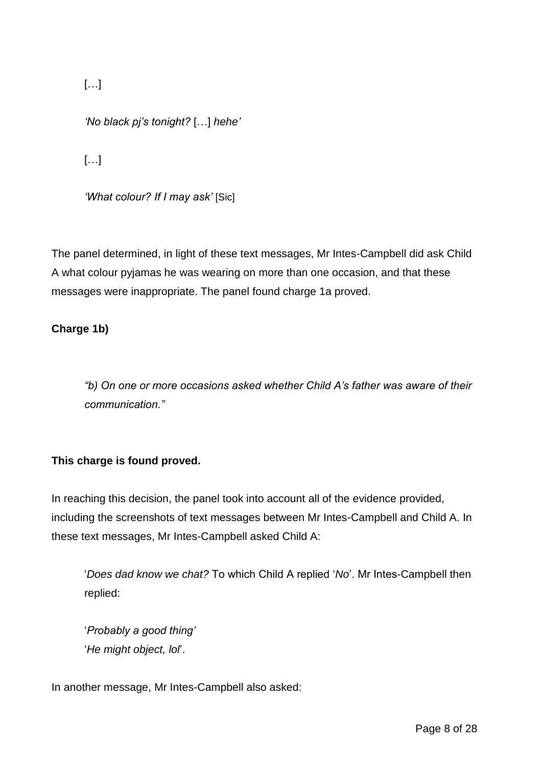[…]

*'No black pj's tonight?* […] *hehe'*

[…]

*'What colour? If I may ask'* [Sic]

The panel determined, in light of these text messages, Mr Intes-Campbell did ask Child A what colour pyjamas he was wearing on more than one occasion, and that these messages were inappropriate. The panel found charge 1a proved.

**Charge 1b)**

*"b) On one or more occasions asked whether Child A's father was aware of their communication."*

**This charge is found proved.**

In reaching this decision, the panel took into account all of the evidence provided, including the screenshots of text messages between Mr Intes-Campbell and Child A. In these text messages, Mr Intes-Campbell asked Child A:

'*Does dad know we chat?* To which Child A replied '*No*'. Mr Intes-Campbell then replied:

'*Probably a good thing'*
'*He might object, lol*'.

In another message, Mr Intes-Campbell also asked: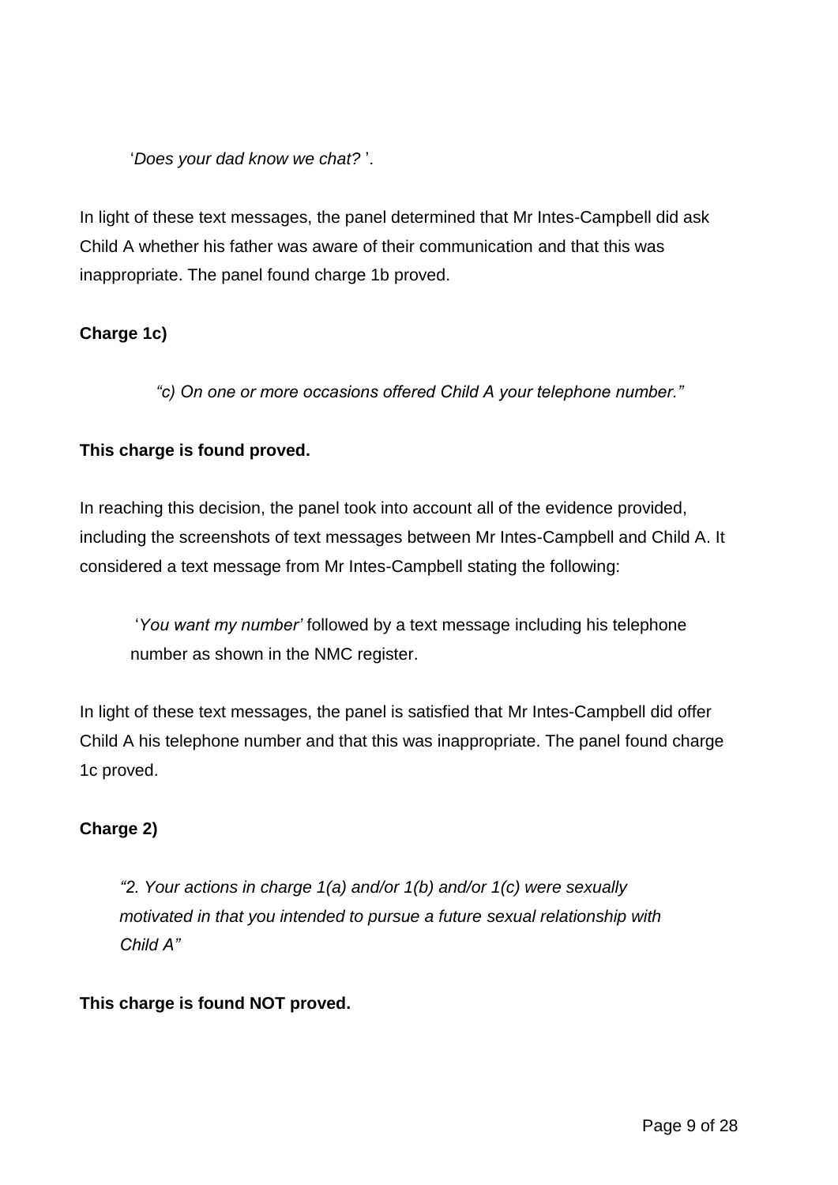> '*Does your dad know we chat?* '.

In light of these text messages, the panel determined that Mr Intes-Campbell did ask Child A whether his father was aware of their communication and that this was inappropriate. The panel found charge 1b proved.

**Charge 1c)**

> *"c) On one or more occasions offered Child A your telephone number."*

**This charge is found proved.**

In reaching this decision, the panel took into account all of the evidence provided, including the screenshots of text messages between Mr Intes-Campbell and Child A. It considered a text message from Mr Intes-Campbell stating the following:

> '*You want my number'* followed by a text message including his telephone number as shown in the NMC register.

In light of these text messages, the panel is satisfied that Mr Intes-Campbell did offer Child A his telephone number and that this was inappropriate. The panel found charge 1c proved.

**Charge 2)**

> *"2. Your actions in charge 1(a) and/or 1(b) and/or 1(c) were sexually motivated in that you intended to pursue a future sexual relationship with Child A"*

**This charge is found NOT proved.**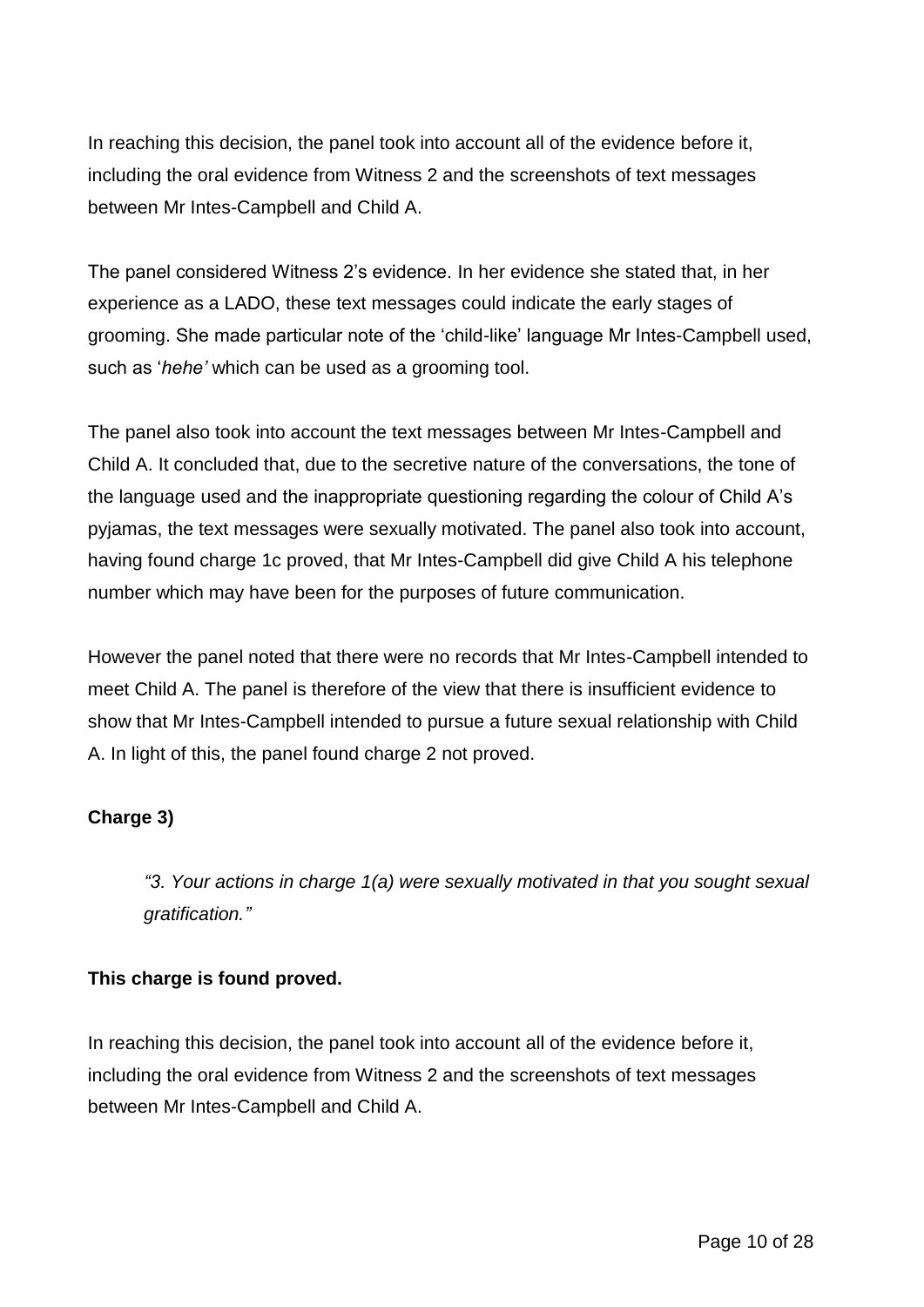In reaching this decision, the panel took into account all of the evidence before it, including the oral evidence from Witness 2 and the screenshots of text messages between Mr Intes-Campbell and Child A.

The panel considered Witness 2's evidence. In her evidence she stated that, in her experience as a LADO, these text messages could indicate the early stages of grooming. She made particular note of the 'child-like' language Mr Intes-Campbell used, such as '*hehe'* which can be used as a grooming tool.

The panel also took into account the text messages between Mr Intes-Campbell and Child A. It concluded that, due to the secretive nature of the conversations, the tone of the language used and the inappropriate questioning regarding the colour of Child A's pyjamas, the text messages were sexually motivated. The panel also took into account, having found charge 1c proved, that Mr Intes-Campbell did give Child A his telephone number which may have been for the purposes of future communication.

However the panel noted that there were no records that Mr Intes-Campbell intended to meet Child A. The panel is therefore of the view that there is insufficient evidence to show that Mr Intes-Campbell intended to pursue a future sexual relationship with Child A. In light of this, the panel found charge 2 not proved.

**Charge 3)**

> *"3. Your actions in charge 1(a) were sexually motivated in that you sought sexual gratification."*

**This charge is found proved.**

In reaching this decision, the panel took into account all of the evidence before it, including the oral evidence from Witness 2 and the screenshots of text messages between Mr Intes-Campbell and Child A.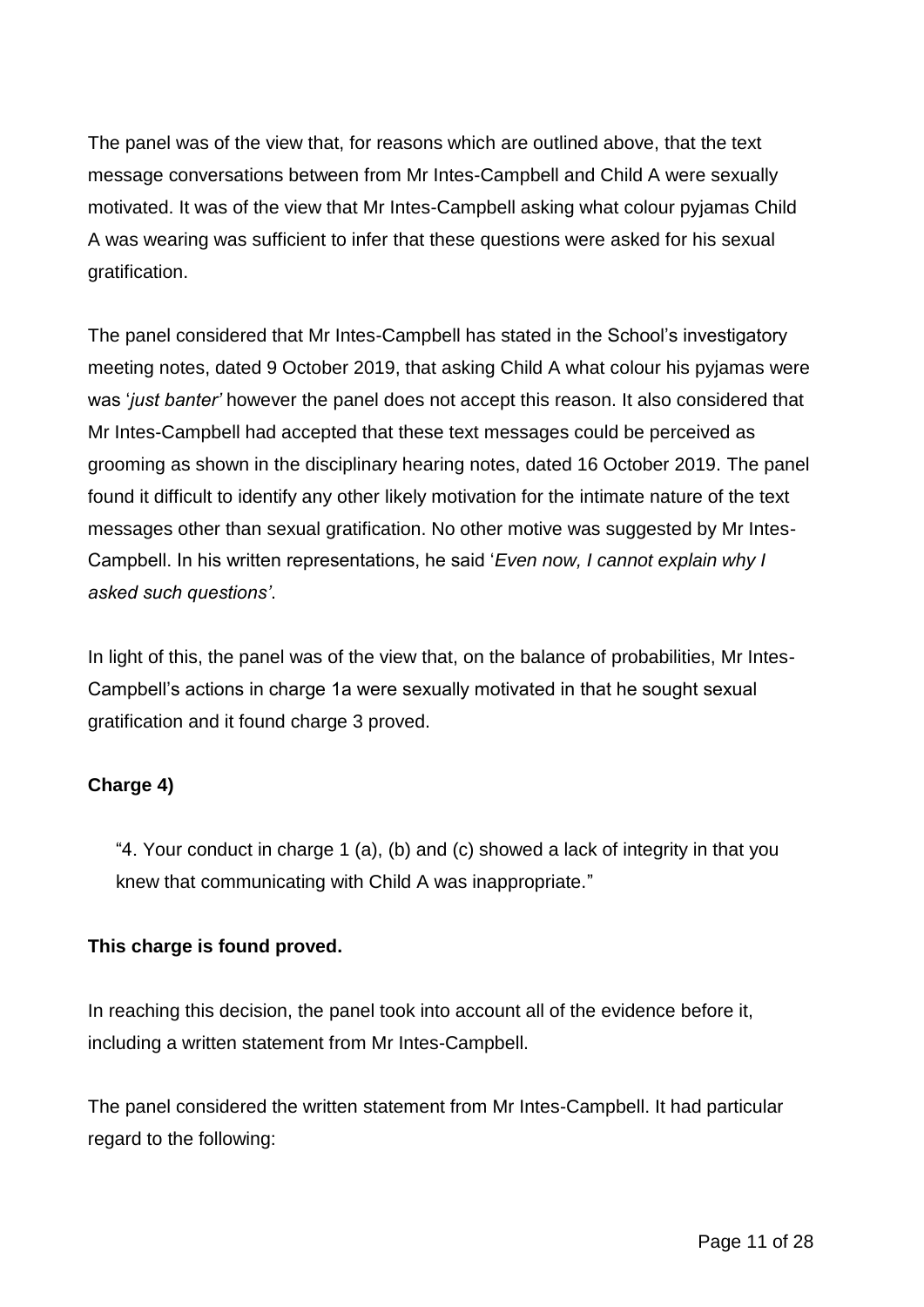The panel was of the view that, for reasons which are outlined above, that the text message conversations between from Mr Intes-Campbell and Child A were sexually motivated. It was of the view that Mr Intes-Campbell asking what colour pyjamas Child A was wearing was sufficient to infer that these questions were asked for his sexual gratification.

The panel considered that Mr Intes-Campbell has stated in the School's investigatory meeting notes, dated 9 October 2019, that asking Child A what colour his pyjamas were was '*just banter*' however the panel does not accept this reason. It also considered that Mr Intes-Campbell had accepted that these text messages could be perceived as grooming as shown in the disciplinary hearing notes, dated 16 October 2019. The panel found it difficult to identify any other likely motivation for the intimate nature of the text messages other than sexual gratification. No other motive was suggested by Mr Intes-Campbell. In his written representations, he said '*Even now, I cannot explain why I asked such questions'*.

In light of this, the panel was of the view that, on the balance of probabilities, Mr Intes-Campbell's actions in charge 1a were sexually motivated in that he sought sexual gratification and it found charge 3 proved.

**Charge 4)**

> "4. Your conduct in charge 1 (a), (b) and (c) showed a lack of integrity in that you knew that communicating with Child A was inappropriate."

**This charge is found proved.**

In reaching this decision, the panel took into account all of the evidence before it, including a written statement from Mr Intes-Campbell.

The panel considered the written statement from Mr Intes-Campbell. It had particular regard to the following: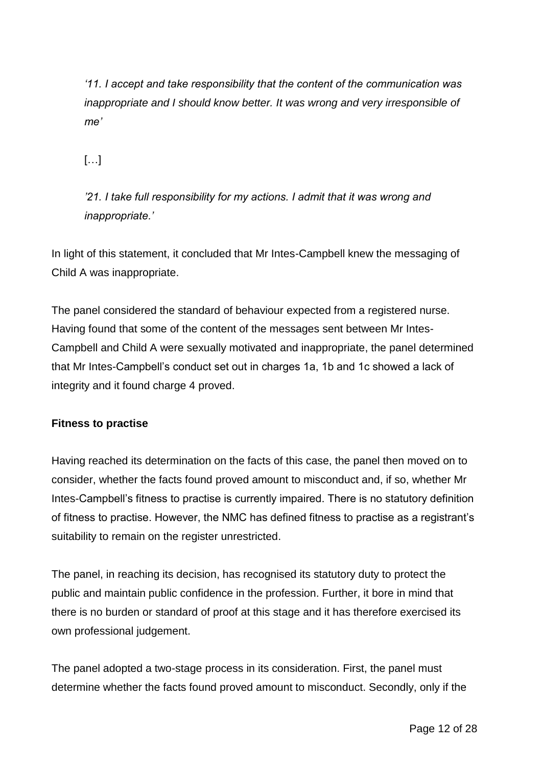*'11. I accept and take responsibility that the content of the communication was inappropriate and I should know better. It was wrong and very irresponsible of me'*

[…]

*'21. I take full responsibility for my actions. I admit that it was wrong and inappropriate.'*

In light of this statement, it concluded that Mr Intes-Campbell knew the messaging of Child A was inappropriate.

The panel considered the standard of behaviour expected from a registered nurse. Having found that some of the content of the messages sent between Mr Intes-Campbell and Child A were sexually motivated and inappropriate, the panel determined that Mr Intes-Campbell's conduct set out in charges 1a, 1b and 1c showed a lack of integrity and it found charge 4 proved.

**Fitness to practise**

Having reached its determination on the facts of this case, the panel then moved on to consider, whether the facts found proved amount to misconduct and, if so, whether Mr Intes-Campbell's fitness to practise is currently impaired. There is no statutory definition of fitness to practise. However, the NMC has defined fitness to practise as a registrant's suitability to remain on the register unrestricted.

The panel, in reaching its decision, has recognised its statutory duty to protect the public and maintain public confidence in the profession. Further, it bore in mind that there is no burden or standard of proof at this stage and it has therefore exercised its own professional judgement.

The panel adopted a two-stage process in its consideration. First, the panel must determine whether the facts found proved amount to misconduct. Secondly, only if the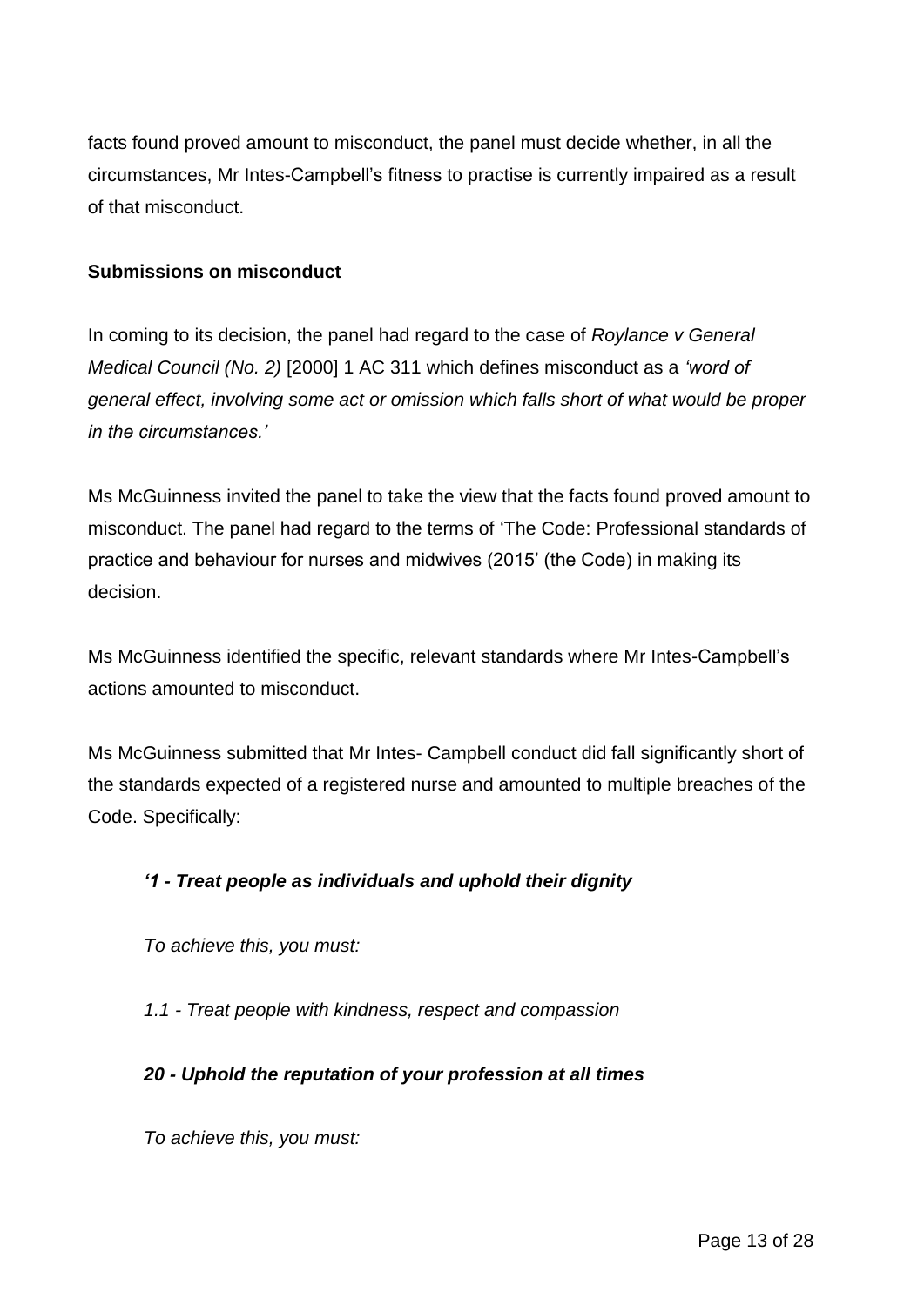facts found proved amount to misconduct, the panel must decide whether, in all the circumstances, Mr Intes-Campbell's fitness to practise is currently impaired as a result of that misconduct.

**Submissions on misconduct**

In coming to its decision, the panel had regard to the case of *Roylance v General Medical Council (No. 2)* [2000] 1 AC 311 which defines misconduct as a *'word of general effect, involving some act or omission which falls short of what would be proper in the circumstances.'*

Ms McGuinness invited the panel to take the view that the facts found proved amount to misconduct. The panel had regard to the terms of 'The Code: Professional standards of practice and behaviour for nurses and midwives (2015' (the Code) in making its decision.

Ms McGuinness identified the specific, relevant standards where Mr Intes-Campbell's actions amounted to misconduct.

Ms McGuinness submitted that Mr Intes- Campbell conduct did fall significantly short of the standards expected of a registered nurse and amounted to multiple breaches of the Code. Specifically:

> ***'1 - Treat people as individuals and uphold their dignity***
>
> *To achieve this, you must:*
>
> *1.1 - Treat people with kindness, respect and compassion*
>
> ***20 - Uphold the reputation of your profession at all times***
>
> *To achieve this, you must:*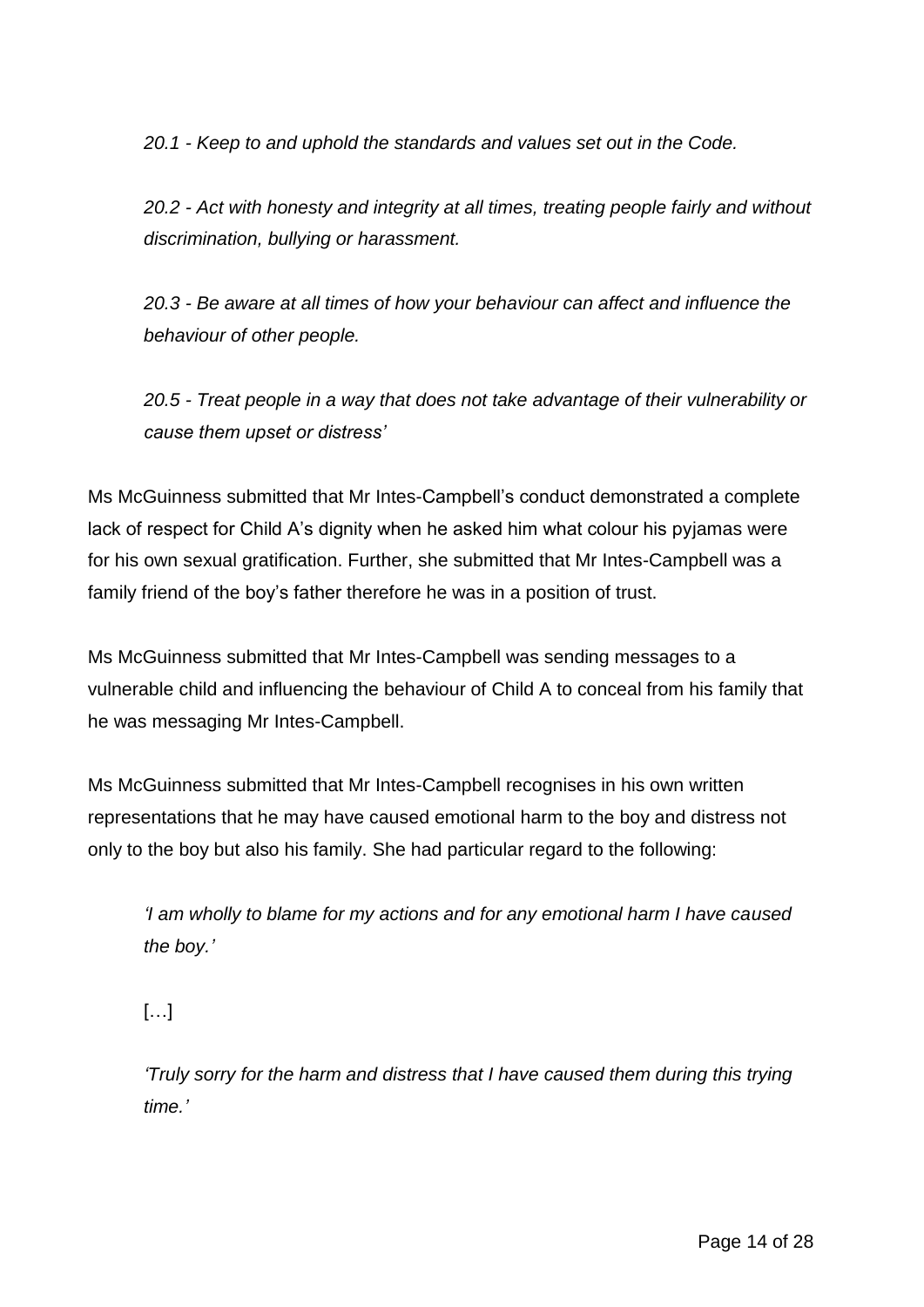*20.1 - Keep to and uphold the standards and values set out in the Code.*

*20.2 - Act with honesty and integrity at all times, treating people fairly and without discrimination, bullying or harassment.*

*20.3 - Be aware at all times of how your behaviour can affect and influence the behaviour of other people.*

*20.5 - Treat people in a way that does not take advantage of their vulnerability or cause them upset or distress'*

Ms McGuinness submitted that Mr Intes-Campbell's conduct demonstrated a complete lack of respect for Child A's dignity when he asked him what colour his pyjamas were for his own sexual gratification. Further, she submitted that Mr Intes-Campbell was a family friend of the boy's father therefore he was in a position of trust.

Ms McGuinness submitted that Mr Intes-Campbell was sending messages to a vulnerable child and influencing the behaviour of Child A to conceal from his family that he was messaging Mr Intes-Campbell.

Ms McGuinness submitted that Mr Intes-Campbell recognises in his own written representations that he may have caused emotional harm to the boy and distress not only to the boy but also his family. She had particular regard to the following:

*'I am wholly to blame for my actions and for any emotional harm I have caused the boy.'*

[…]

*'Truly sorry for the harm and distress that I have caused them during this trying time.'*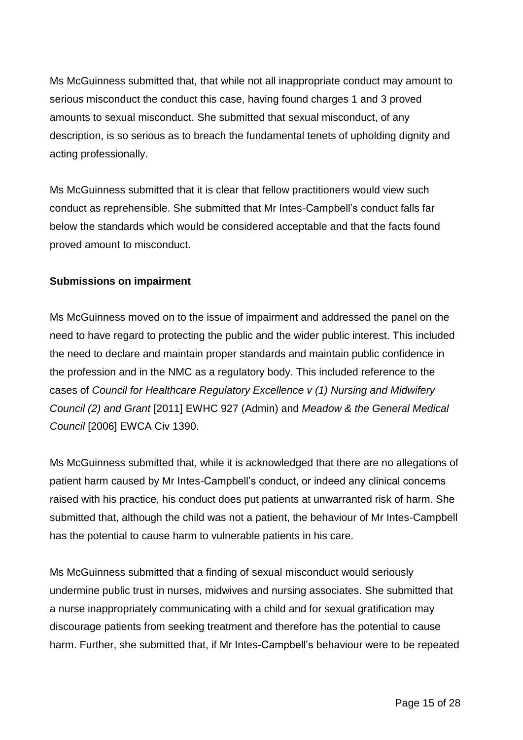Ms McGuinness submitted that, that while not all inappropriate conduct may amount to serious misconduct the conduct this case, having found charges 1 and 3 proved amounts to sexual misconduct. She submitted that sexual misconduct, of any description, is so serious as to breach the fundamental tenets of upholding dignity and acting professionally.

Ms McGuinness submitted that it is clear that fellow practitioners would view such conduct as reprehensible. She submitted that Mr Intes-Campbell's conduct falls far below the standards which would be considered acceptable and that the facts found proved amount to misconduct.

**Submissions on impairment**

Ms McGuinness moved on to the issue of impairment and addressed the panel on the need to have regard to protecting the public and the wider public interest. This included the need to declare and maintain proper standards and maintain public confidence in the profession and in the NMC as a regulatory body. This included reference to the cases of *Council for Healthcare Regulatory Excellence v (1) Nursing and Midwifery Council (2) and Grant* [2011] EWHC 927 (Admin) and *Meadow & the General Medical Council* [2006] EWCA Civ 1390.

Ms McGuinness submitted that, while it is acknowledged that there are no allegations of patient harm caused by Mr Intes-Campbell's conduct, or indeed any clinical concerns raised with his practice, his conduct does put patients at unwarranted risk of harm. She submitted that, although the child was not a patient, the behaviour of Mr Intes-Campbell has the potential to cause harm to vulnerable patients in his care.

Ms McGuinness submitted that a finding of sexual misconduct would seriously undermine public trust in nurses, midwives and nursing associates. She submitted that a nurse inappropriately communicating with a child and for sexual gratification may discourage patients from seeking treatment and therefore has the potential to cause harm. Further, she submitted that, if Mr Intes-Campbell's behaviour were to be repeated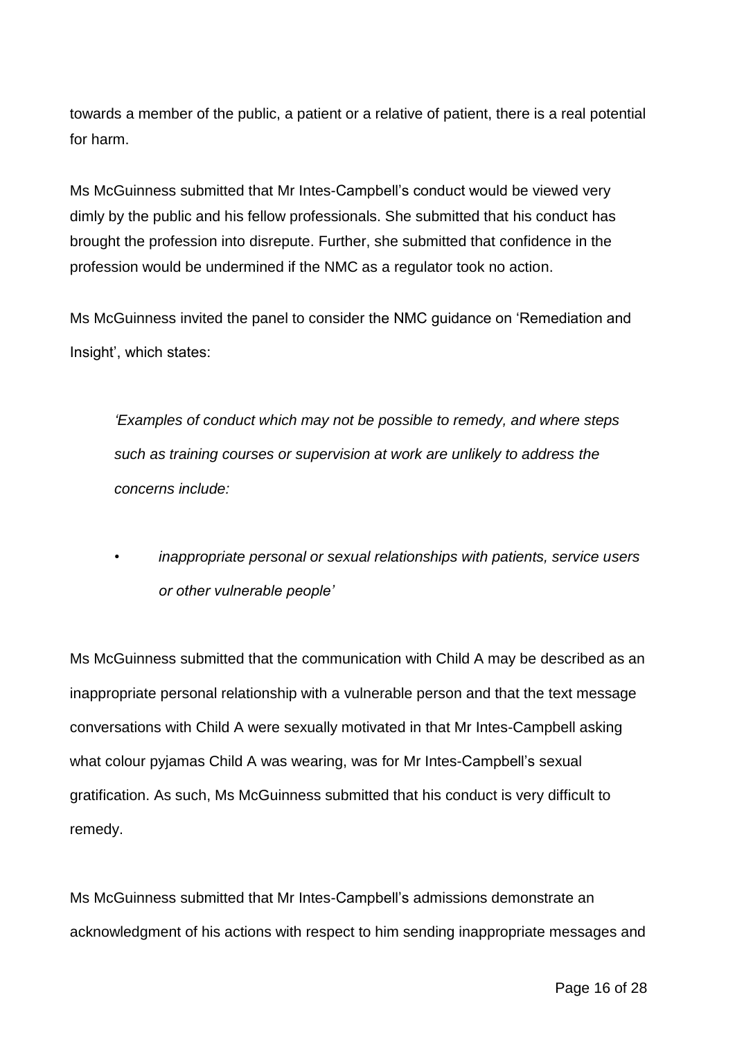towards a member of the public, a patient or a relative of patient, there is a real potential for harm.

Ms McGuinness submitted that Mr Intes-Campbell's conduct would be viewed very dimly by the public and his fellow professionals. She submitted that his conduct has brought the profession into disrepute. Further, she submitted that confidence in the profession would be undermined if the NMC as a regulator took no action.

Ms McGuinness invited the panel to consider the NMC guidance on 'Remediation and Insight', which states:

> *'Examples of conduct which may not be possible to remedy, and where steps such as training courses or supervision at work are unlikely to address the concerns include:*
>
> - *inappropriate personal or sexual relationships with patients, service users or other vulnerable people'*

Ms McGuinness submitted that the communication with Child A may be described as an inappropriate personal relationship with a vulnerable person and that the text message conversations with Child A were sexually motivated in that Mr Intes-Campbell asking what colour pyjamas Child A was wearing, was for Mr Intes-Campbell's sexual gratification. As such, Ms McGuinness submitted that his conduct is very difficult to remedy.

Ms McGuinness submitted that Mr Intes-Campbell's admissions demonstrate an acknowledgment of his actions with respect to him sending inappropriate messages and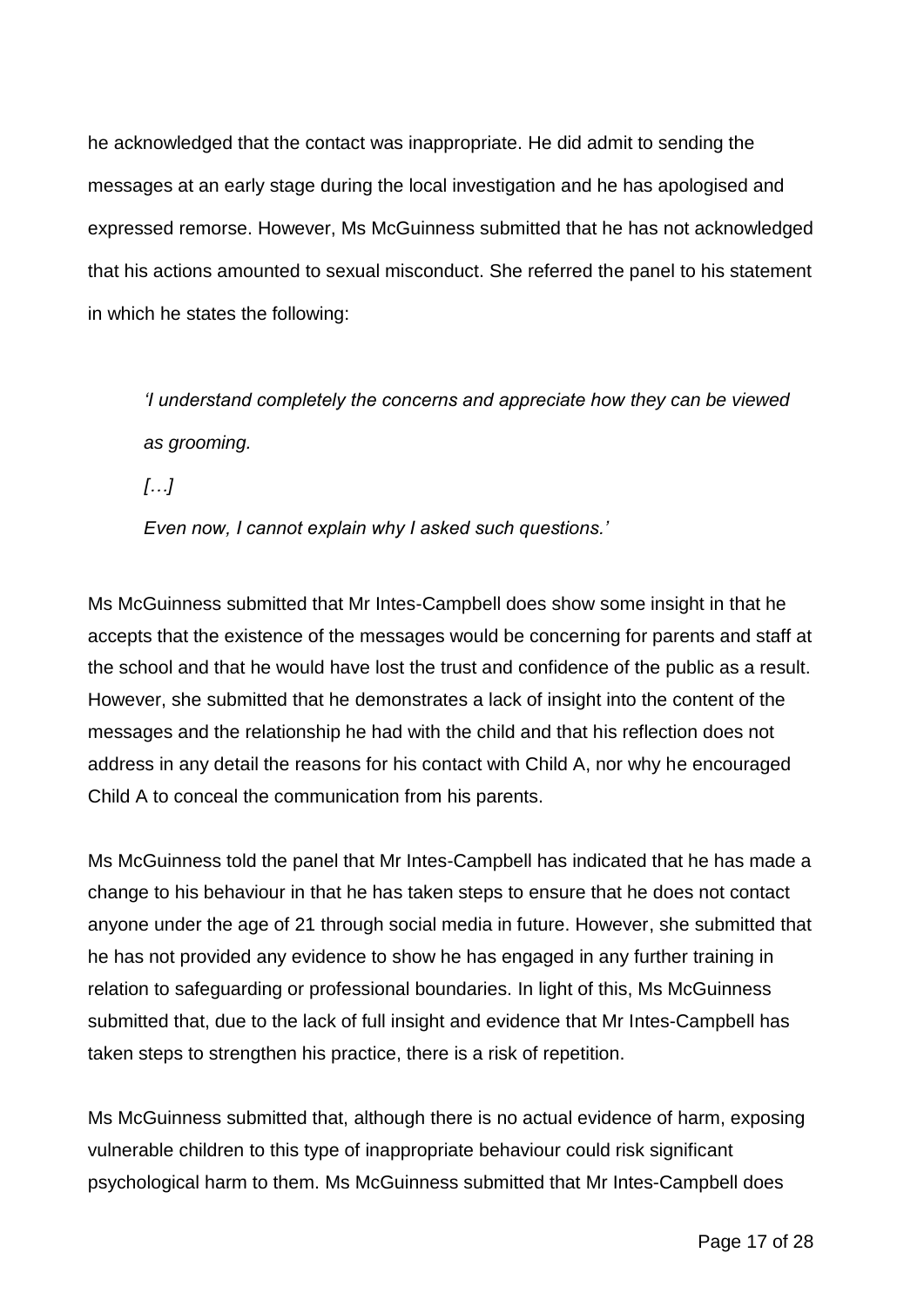he acknowledged that the contact was inappropriate. He did admit to sending the messages at an early stage during the local investigation and he has apologised and expressed remorse. However, Ms McGuinness submitted that he has not acknowledged that his actions amounted to sexual misconduct. She referred the panel to his statement in which he states the following:

> *'I understand completely the concerns and appreciate how they can be viewed as grooming.*
>
> *[…]*
>
> *Even now, I cannot explain why I asked such questions.'*

Ms McGuinness submitted that Mr Intes-Campbell does show some insight in that he accepts that the existence of the messages would be concerning for parents and staff at the school and that he would have lost the trust and confidence of the public as a result. However, she submitted that he demonstrates a lack of insight into the content of the messages and the relationship he had with the child and that his reflection does not address in any detail the reasons for his contact with Child A, nor why he encouraged Child A to conceal the communication from his parents.

Ms McGuinness told the panel that Mr Intes-Campbell has indicated that he has made a change to his behaviour in that he has taken steps to ensure that he does not contact anyone under the age of 21 through social media in future. However, she submitted that he has not provided any evidence to show he has engaged in any further training in relation to safeguarding or professional boundaries. In light of this, Ms McGuinness submitted that, due to the lack of full insight and evidence that Mr Intes-Campbell has taken steps to strengthen his practice, there is a risk of repetition.

Ms McGuinness submitted that, although there is no actual evidence of harm, exposing vulnerable children to this type of inappropriate behaviour could risk significant psychological harm to them. Ms McGuinness submitted that Mr Intes-Campbell does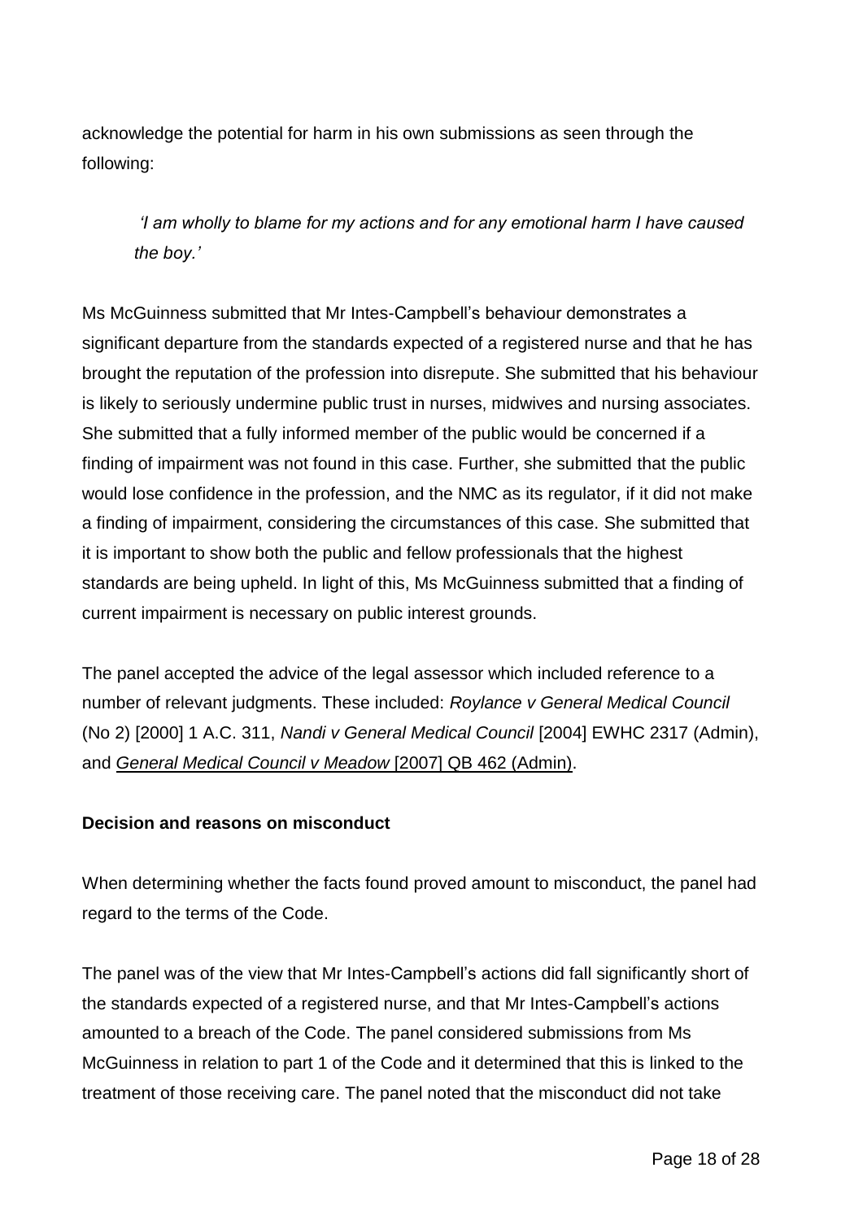acknowledge the potential for harm in his own submissions as seen through the following:

> *'I am wholly to blame for my actions and for any emotional harm I have caused the boy.'*

Ms McGuinness submitted that Mr Intes-Campbell's behaviour demonstrates a significant departure from the standards expected of a registered nurse and that he has brought the reputation of the profession into disrepute. She submitted that his behaviour is likely to seriously undermine public trust in nurses, midwives and nursing associates. She submitted that a fully informed member of the public would be concerned if a finding of impairment was not found in this case. Further, she submitted that the public would lose confidence in the profession, and the NMC as its regulator, if it did not make a finding of impairment, considering the circumstances of this case. She submitted that it is important to show both the public and fellow professionals that the highest standards are being upheld. In light of this, Ms McGuinness submitted that a finding of current impairment is necessary on public interest grounds.

The panel accepted the advice of the legal assessor which included reference to a number of relevant judgments. These included: *Roylance v General Medical Council* (No 2) [2000] 1 A.C. 311, *Nandi v General Medical Council* [2004] EWHC 2317 (Admin), and *General Medical Council v Meadow* [2007] QB 462 (Admin).

**Decision and reasons on misconduct**

When determining whether the facts found proved amount to misconduct, the panel had regard to the terms of the Code.

The panel was of the view that Mr Intes-Campbell's actions did fall significantly short of the standards expected of a registered nurse, and that Mr Intes-Campbell's actions amounted to a breach of the Code. The panel considered submissions from Ms McGuinness in relation to part 1 of the Code and it determined that this is linked to the treatment of those receiving care. The panel noted that the misconduct did not take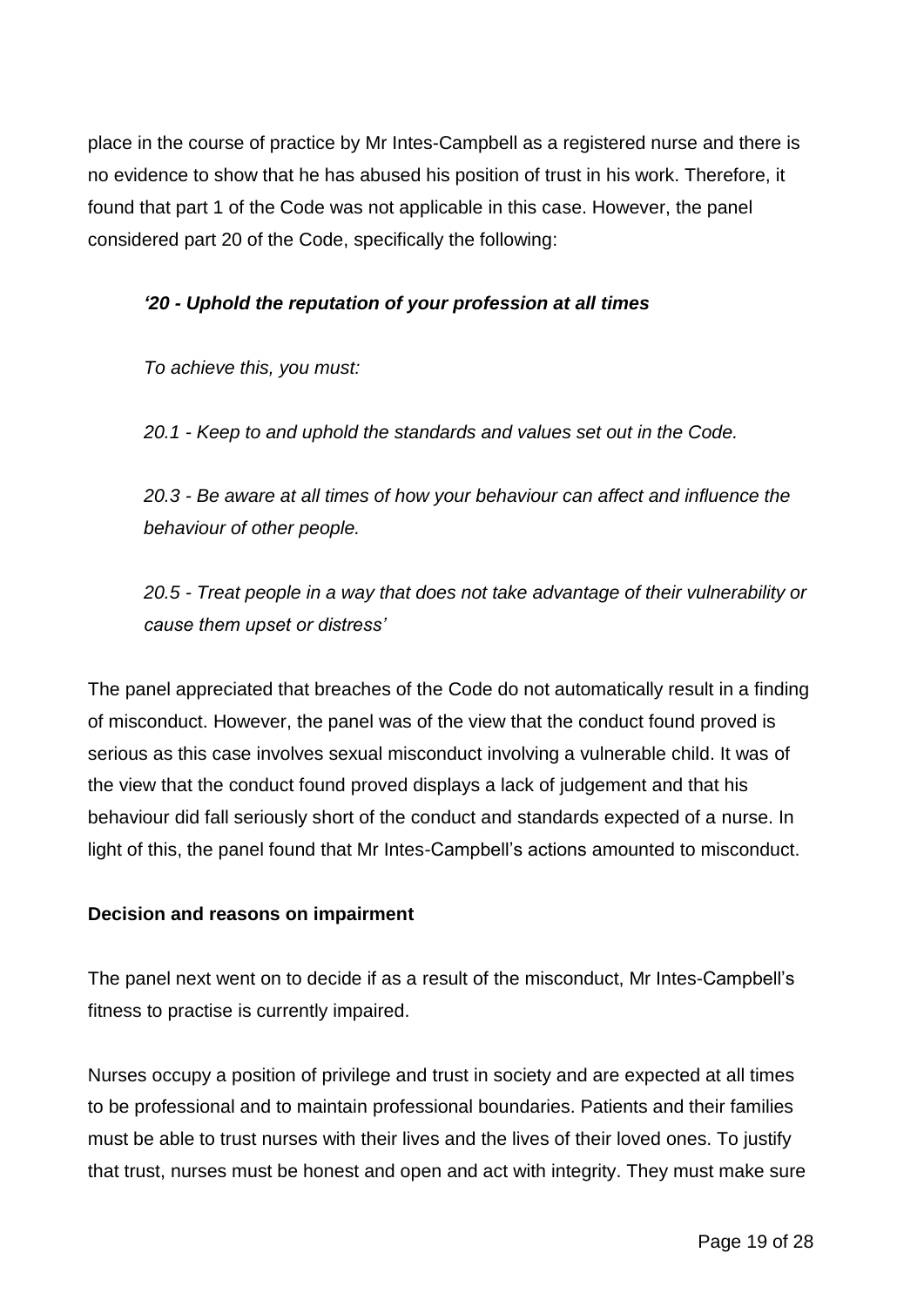place in the course of practice by Mr Intes-Campbell as a registered nurse and there is no evidence to show that he has abused his position of trust in his work. Therefore, it found that part 1 of the Code was not applicable in this case. However, the panel considered part 20 of the Code, specifically the following:

> ***'20 - Uphold the reputation of your profession at all times***
>
> *To achieve this, you must:*
>
> *20.1 - Keep to and uphold the standards and values set out in the Code.*
>
> *20.3 - Be aware at all times of how your behaviour can affect and influence the behaviour of other people.*
>
> *20.5 - Treat people in a way that does not take advantage of their vulnerability or cause them upset or distress'*

The panel appreciated that breaches of the Code do not automatically result in a finding of misconduct. However, the panel was of the view that the conduct found proved is serious as this case involves sexual misconduct involving a vulnerable child. It was of the view that the conduct found proved displays a lack of judgement and that his behaviour did fall seriously short of the conduct and standards expected of a nurse. In light of this, the panel found that Mr Intes-Campbell's actions amounted to misconduct.

**Decision and reasons on impairment**

The panel next went on to decide if as a result of the misconduct, Mr Intes-Campbell's fitness to practise is currently impaired.

Nurses occupy a position of privilege and trust in society and are expected at all times to be professional and to maintain professional boundaries. Patients and their families must be able to trust nurses with their lives and the lives of their loved ones. To justify that trust, nurses must be honest and open and act with integrity. They must make sure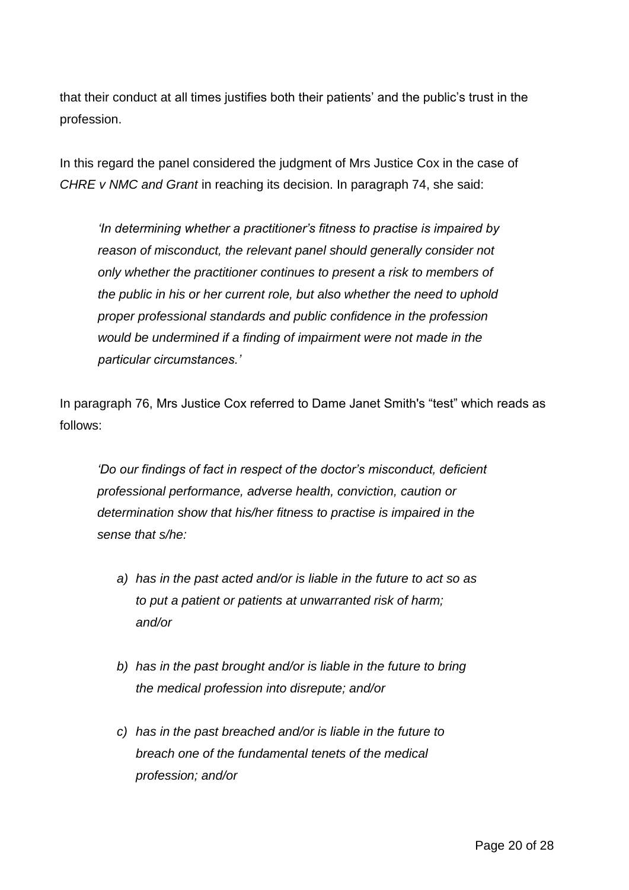that their conduct at all times justifies both their patients' and the public's trust in the profession.

In this regard the panel considered the judgment of Mrs Justice Cox in the case of *CHRE v NMC and Grant* in reaching its decision. In paragraph 74, she said:

> *'In determining whether a practitioner's fitness to practise is impaired by reason of misconduct, the relevant panel should generally consider not only whether the practitioner continues to present a risk to members of the public in his or her current role, but also whether the need to uphold proper professional standards and public confidence in the profession would be undermined if a finding of impairment were not made in the particular circumstances.'*

In paragraph 76, Mrs Justice Cox referred to Dame Janet Smith's "test" which reads as follows:

> *'Do our findings of fact in respect of the doctor's misconduct, deficient professional performance, adverse health, conviction, caution or determination show that his/her fitness to practise is impaired in the sense that s/he:*
>
> *a) has in the past acted and/or is liable in the future to act so as to put a patient or patients at unwarranted risk of harm; and/or*
>
> *b) has in the past brought and/or is liable in the future to bring the medical profession into disrepute; and/or*
>
> *c) has in the past breached and/or is liable in the future to breach one of the fundamental tenets of the medical profession; and/or*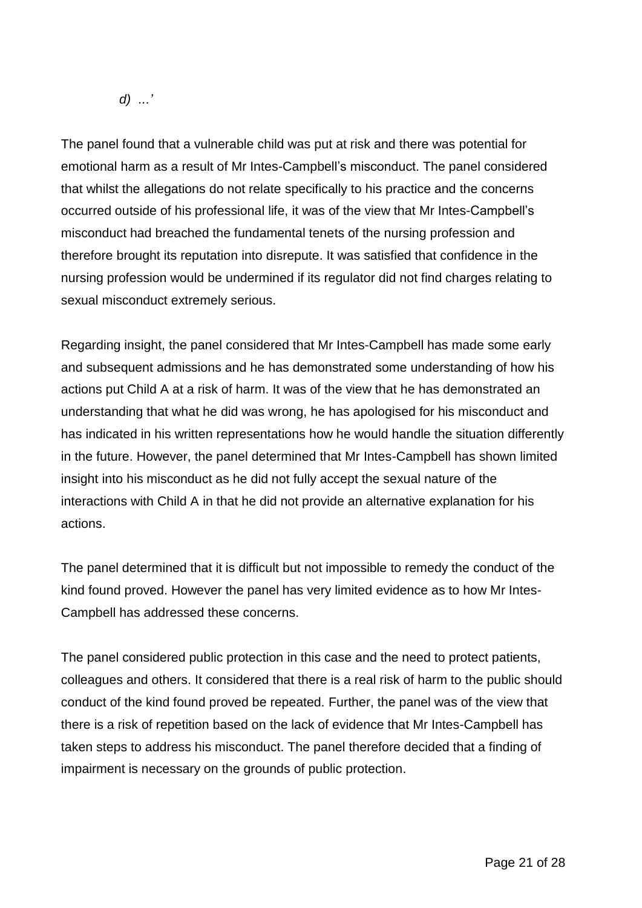*d) …'*

The panel found that a vulnerable child was put at risk and there was potential for emotional harm as a result of Mr Intes-Campbell's misconduct. The panel considered that whilst the allegations do not relate specifically to his practice and the concerns occurred outside of his professional life, it was of the view that Mr Intes-Campbell's misconduct had breached the fundamental tenets of the nursing profession and therefore brought its reputation into disrepute. It was satisfied that confidence in the nursing profession would be undermined if its regulator did not find charges relating to sexual misconduct extremely serious.

Regarding insight, the panel considered that Mr Intes-Campbell has made some early and subsequent admissions and he has demonstrated some understanding of how his actions put Child A at a risk of harm. It was of the view that he has demonstrated an understanding that what he did was wrong, he has apologised for his misconduct and has indicated in his written representations how he would handle the situation differently in the future. However, the panel determined that Mr Intes-Campbell has shown limited insight into his misconduct as he did not fully accept the sexual nature of the interactions with Child A in that he did not provide an alternative explanation for his actions.

The panel determined that it is difficult but not impossible to remedy the conduct of the kind found proved. However the panel has very limited evidence as to how Mr Intes-Campbell has addressed these concerns.

The panel considered public protection in this case and the need to protect patients, colleagues and others. It considered that there is a real risk of harm to the public should conduct of the kind found proved be repeated. Further, the panel was of the view that there is a risk of repetition based on the lack of evidence that Mr Intes-Campbell has taken steps to address his misconduct. The panel therefore decided that a finding of impairment is necessary on the grounds of public protection.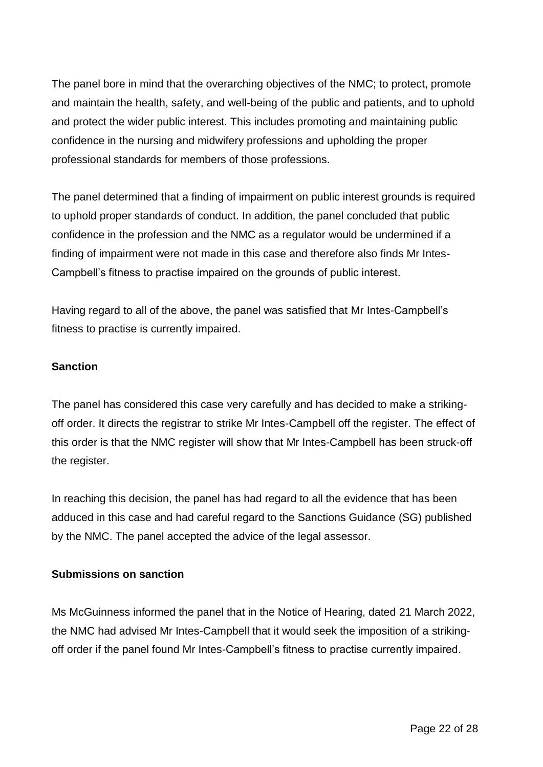The panel bore in mind that the overarching objectives of the NMC; to protect, promote and maintain the health, safety, and well-being of the public and patients, and to uphold and protect the wider public interest. This includes promoting and maintaining public confidence in the nursing and midwifery professions and upholding the proper professional standards for members of those professions.

The panel determined that a finding of impairment on public interest grounds is required to uphold proper standards of conduct. In addition, the panel concluded that public confidence in the profession and the NMC as a regulator would be undermined if a finding of impairment were not made in this case and therefore also finds Mr Intes-Campbell's fitness to practise impaired on the grounds of public interest.

Having regard to all of the above, the panel was satisfied that Mr Intes-Campbell's fitness to practise is currently impaired.

**Sanction**

The panel has considered this case very carefully and has decided to make a striking-off order. It directs the registrar to strike Mr Intes-Campbell off the register. The effect of this order is that the NMC register will show that Mr Intes-Campbell has been struck-off the register.

In reaching this decision, the panel has had regard to all the evidence that has been adduced in this case and had careful regard to the Sanctions Guidance (SG) published by the NMC. The panel accepted the advice of the legal assessor.

**Submissions on sanction**

Ms McGuinness informed the panel that in the Notice of Hearing, dated 21 March 2022, the NMC had advised Mr Intes-Campbell that it would seek the imposition of a striking-off order if the panel found Mr Intes-Campbell's fitness to practise currently impaired.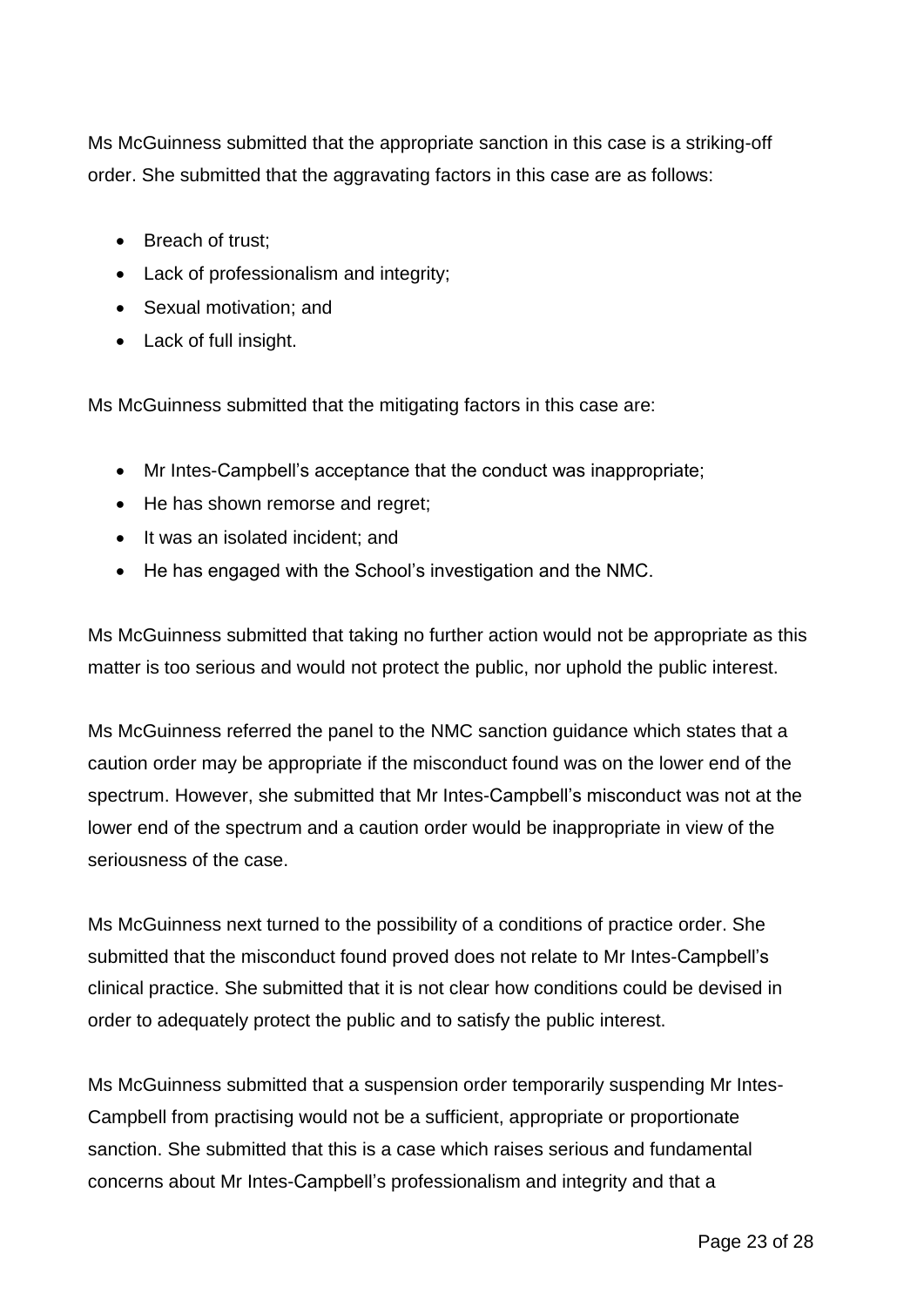Ms McGuinness submitted that the appropriate sanction in this case is a striking-off order. She submitted that the aggravating factors in this case are as follows:

- Breach of trust;
- Lack of professionalism and integrity;
- Sexual motivation; and
- Lack of full insight.

Ms McGuinness submitted that the mitigating factors in this case are:

- Mr Intes-Campbell's acceptance that the conduct was inappropriate;
- He has shown remorse and regret;
- It was an isolated incident; and
- He has engaged with the School's investigation and the NMC.

Ms McGuinness submitted that taking no further action would not be appropriate as this matter is too serious and would not protect the public, nor uphold the public interest.

Ms McGuinness referred the panel to the NMC sanction guidance which states that a caution order may be appropriate if the misconduct found was on the lower end of the spectrum. However, she submitted that Mr Intes-Campbell's misconduct was not at the lower end of the spectrum and a caution order would be inappropriate in view of the seriousness of the case.

Ms McGuinness next turned to the possibility of a conditions of practice order. She submitted that the misconduct found proved does not relate to Mr Intes-Campbell's clinical practice. She submitted that it is not clear how conditions could be devised in order to adequately protect the public and to satisfy the public interest.

Ms McGuinness submitted that a suspension order temporarily suspending Mr Intes-Campbell from practising would not be a sufficient, appropriate or proportionate sanction. She submitted that this is a case which raises serious and fundamental concerns about Mr Intes-Campbell's professionalism and integrity and that a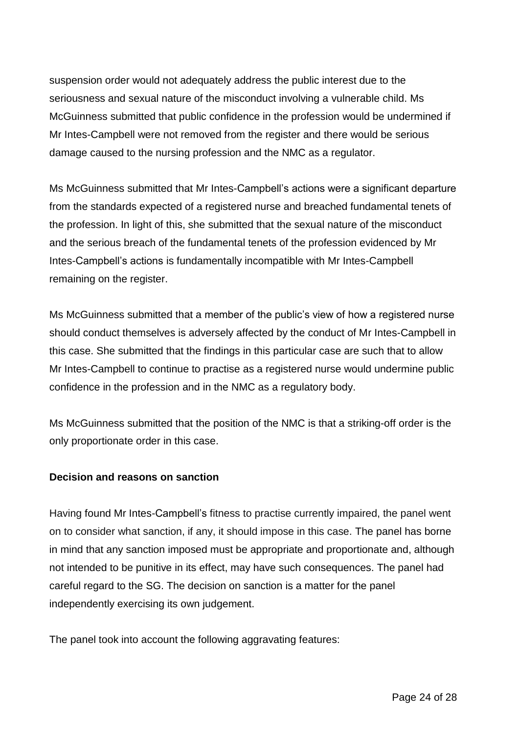suspension order would not adequately address the public interest due to the seriousness and sexual nature of the misconduct involving a vulnerable child. Ms McGuinness submitted that public confidence in the profession would be undermined if Mr Intes-Campbell were not removed from the register and there would be serious damage caused to the nursing profession and the NMC as a regulator.

Ms McGuinness submitted that Mr Intes-Campbell's actions were a significant departure from the standards expected of a registered nurse and breached fundamental tenets of the profession. In light of this, she submitted that the sexual nature of the misconduct and the serious breach of the fundamental tenets of the profession evidenced by Mr Intes-Campbell's actions is fundamentally incompatible with Mr Intes-Campbell remaining on the register.

Ms McGuinness submitted that a member of the public's view of how a registered nurse should conduct themselves is adversely affected by the conduct of Mr Intes-Campbell in this case. She submitted that the findings in this particular case are such that to allow Mr Intes-Campbell to continue to practise as a registered nurse would undermine public confidence in the profession and in the NMC as a regulatory body.

Ms McGuinness submitted that the position of the NMC is that a striking-off order is the only proportionate order in this case.

**Decision and reasons on sanction**

Having found Mr Intes-Campbell's fitness to practise currently impaired, the panel went on to consider what sanction, if any, it should impose in this case. The panel has borne in mind that any sanction imposed must be appropriate and proportionate and, although not intended to be punitive in its effect, may have such consequences. The panel had careful regard to the SG. The decision on sanction is a matter for the panel independently exercising its own judgement.

The panel took into account the following aggravating features: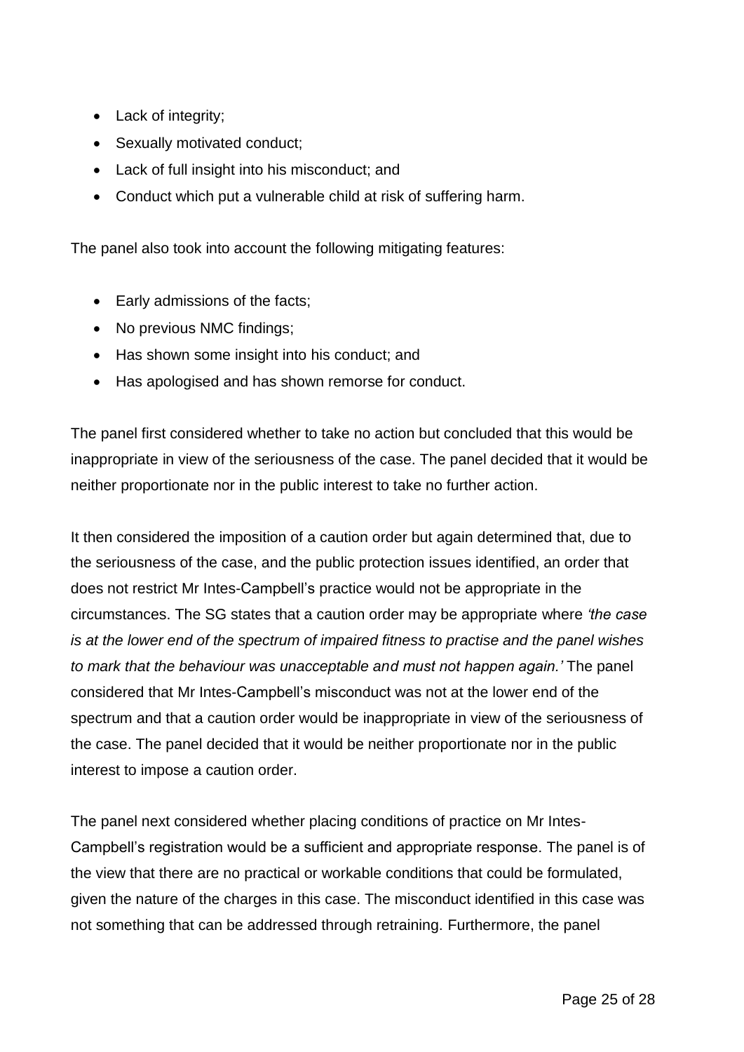- Lack of integrity;
- Sexually motivated conduct;
- Lack of full insight into his misconduct; and
- Conduct which put a vulnerable child at risk of suffering harm.

The panel also took into account the following mitigating features:

- Early admissions of the facts;
- No previous NMC findings;
- Has shown some insight into his conduct; and
- Has apologised and has shown remorse for conduct.

The panel first considered whether to take no action but concluded that this would be inappropriate in view of the seriousness of the case. The panel decided that it would be neither proportionate nor in the public interest to take no further action.

It then considered the imposition of a caution order but again determined that, due to the seriousness of the case, and the public protection issues identified, an order that does not restrict Mr Intes-Campbell's practice would not be appropriate in the circumstances. The SG states that a caution order may be appropriate where *'the case is at the lower end of the spectrum of impaired fitness to practise and the panel wishes to mark that the behaviour was unacceptable and must not happen again.'* The panel considered that Mr Intes-Campbell's misconduct was not at the lower end of the spectrum and that a caution order would be inappropriate in view of the seriousness of the case. The panel decided that it would be neither proportionate nor in the public interest to impose a caution order.

The panel next considered whether placing conditions of practice on Mr Intes-Campbell's registration would be a sufficient and appropriate response. The panel is of the view that there are no practical or workable conditions that could be formulated, given the nature of the charges in this case. The misconduct identified in this case was not something that can be addressed through retraining. Furthermore, the panel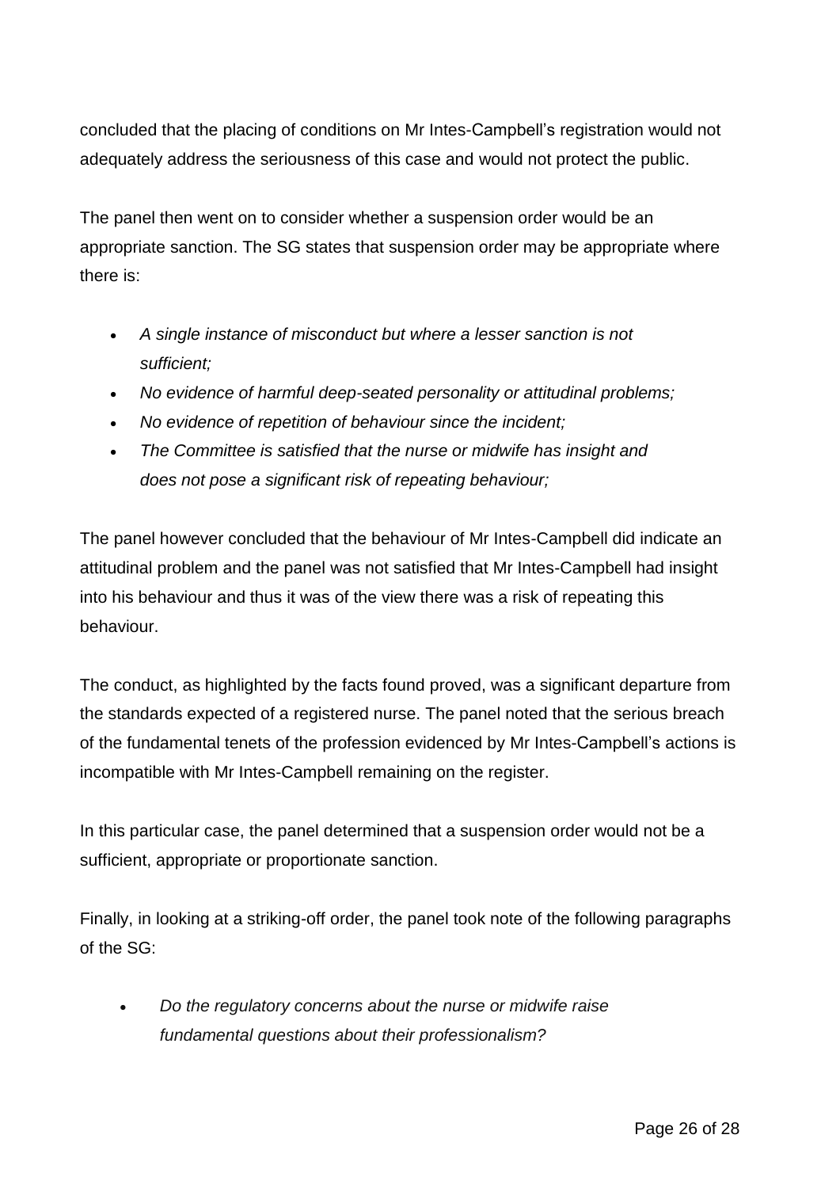concluded that the placing of conditions on Mr Intes-Campbell's registration would not adequately address the seriousness of this case and would not protect the public.

The panel then went on to consider whether a suspension order would be an appropriate sanction. The SG states that suspension order may be appropriate where there is:

- *A single instance of misconduct but where a lesser sanction is not sufficient;*
- *No evidence of harmful deep-seated personality or attitudinal problems;*
- *No evidence of repetition of behaviour since the incident;*
- *The Committee is satisfied that the nurse or midwife has insight and does not pose a significant risk of repeating behaviour;*

The panel however concluded that the behaviour of Mr Intes-Campbell did indicate an attitudinal problem and the panel was not satisfied that Mr Intes-Campbell had insight into his behaviour and thus it was of the view there was a risk of repeating this behaviour.

The conduct, as highlighted by the facts found proved, was a significant departure from the standards expected of a registered nurse. The panel noted that the serious breach of the fundamental tenets of the profession evidenced by Mr Intes-Campbell's actions is incompatible with Mr Intes-Campbell remaining on the register.

In this particular case, the panel determined that a suspension order would not be a sufficient, appropriate or proportionate sanction.

Finally, in looking at a striking-off order, the panel took note of the following paragraphs of the SG:

- *Do the regulatory concerns about the nurse or midwife raise fundamental questions about their professionalism?*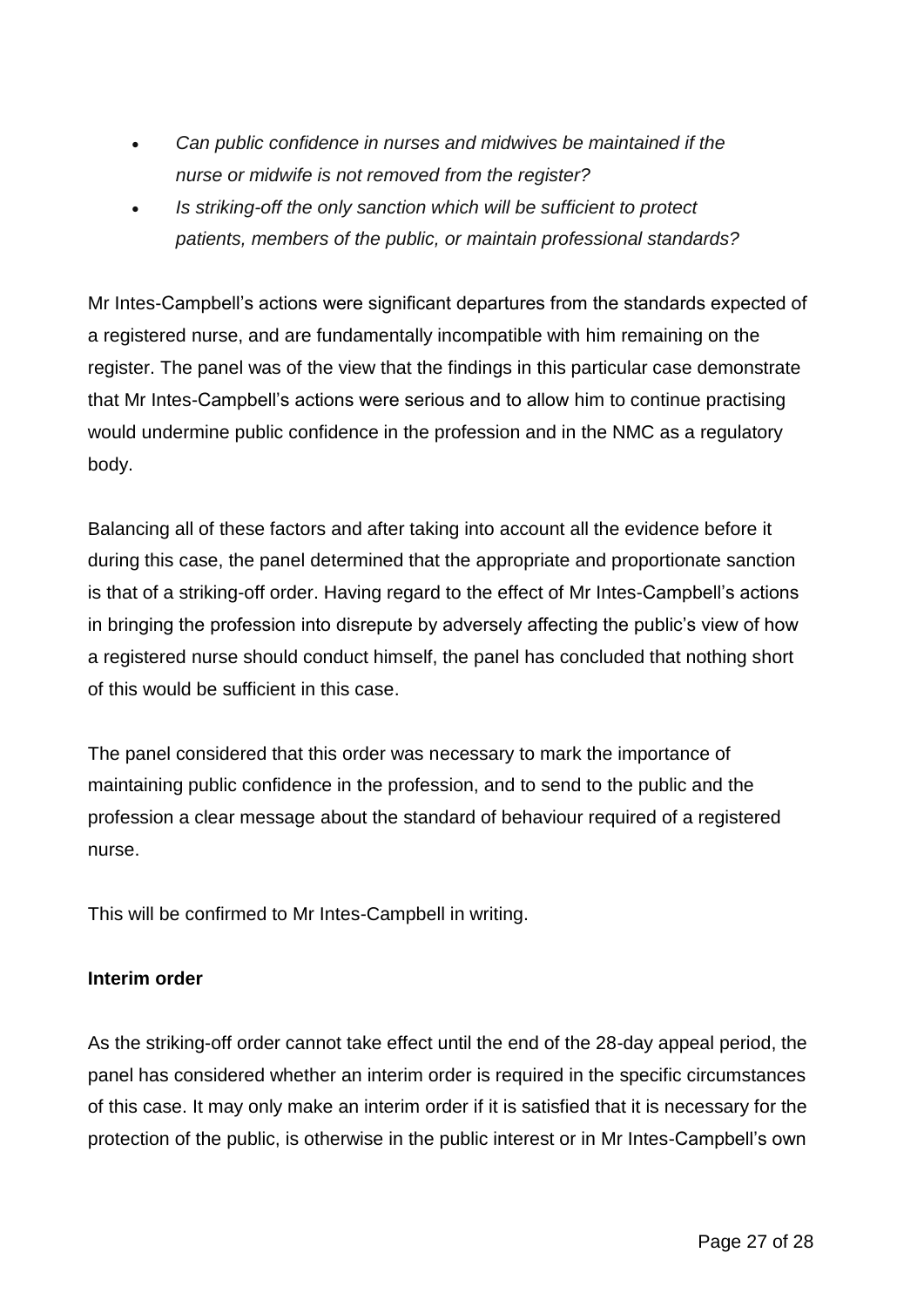- *Can public confidence in nurses and midwives be maintained if the nurse or midwife is not removed from the register?*
- *Is striking-off the only sanction which will be sufficient to protect patients, members of the public, or maintain professional standards?*

Mr Intes-Campbell's actions were significant departures from the standards expected of a registered nurse, and are fundamentally incompatible with him remaining on the register. The panel was of the view that the findings in this particular case demonstrate that Mr Intes-Campbell's actions were serious and to allow him to continue practising would undermine public confidence in the profession and in the NMC as a regulatory body.

Balancing all of these factors and after taking into account all the evidence before it during this case, the panel determined that the appropriate and proportionate sanction is that of a striking-off order. Having regard to the effect of Mr Intes-Campbell's actions in bringing the profession into disrepute by adversely affecting the public's view of how a registered nurse should conduct himself, the panel has concluded that nothing short of this would be sufficient in this case.

The panel considered that this order was necessary to mark the importance of maintaining public confidence in the profession, and to send to the public and the profession a clear message about the standard of behaviour required of a registered nurse.

This will be confirmed to Mr Intes-Campbell in writing.

**Interim order**

As the striking-off order cannot take effect until the end of the 28-day appeal period, the panel has considered whether an interim order is required in the specific circumstances of this case. It may only make an interim order if it is satisfied that it is necessary for the protection of the public, is otherwise in the public interest or in Mr Intes-Campbell's own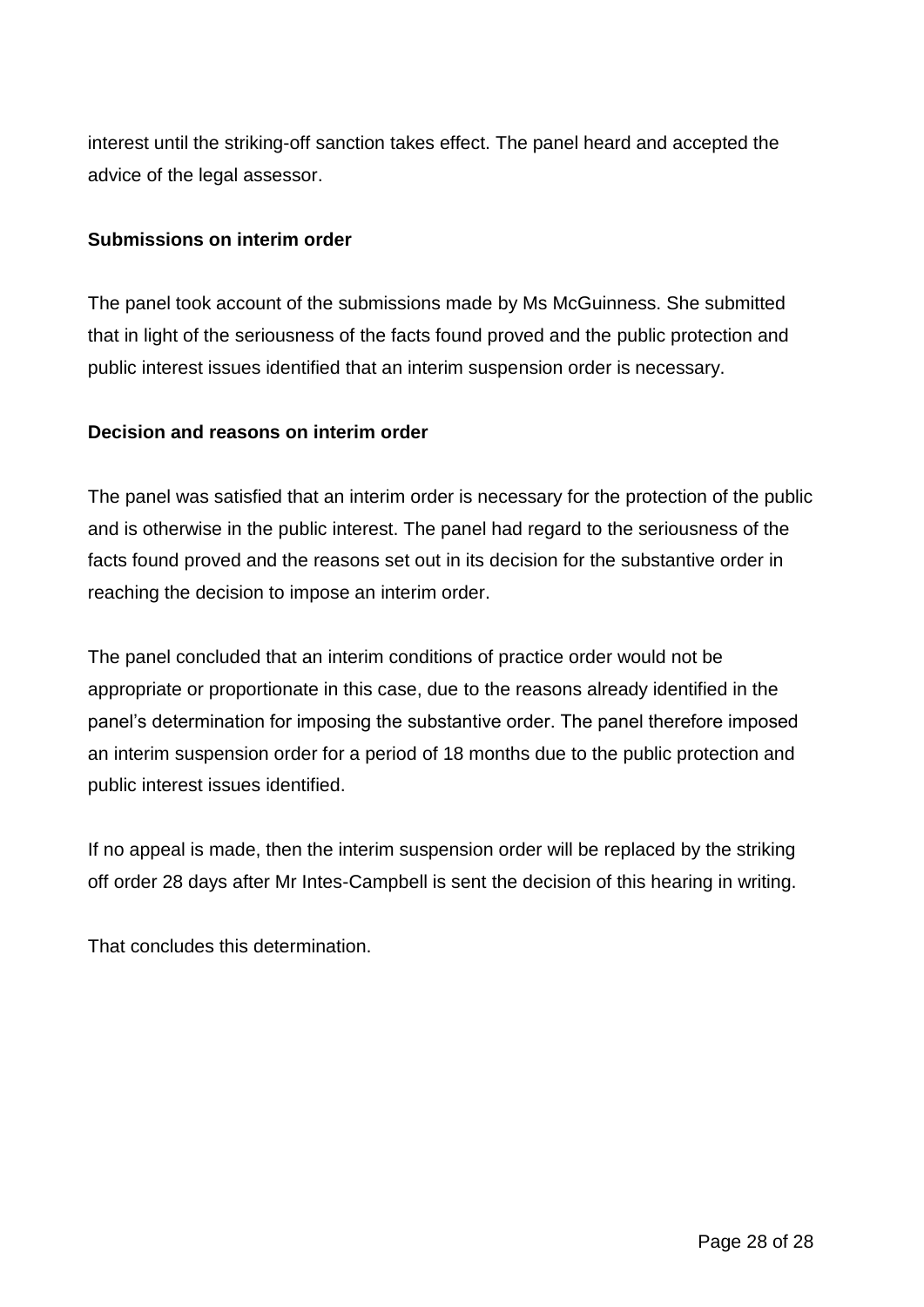interest until the striking-off sanction takes effect. The panel heard and accepted the advice of the legal assessor.

**Submissions on interim order**

The panel took account of the submissions made by Ms McGuinness. She submitted that in light of the seriousness of the facts found proved and the public protection and public interest issues identified that an interim suspension order is necessary.

**Decision and reasons on interim order**

The panel was satisfied that an interim order is necessary for the protection of the public and is otherwise in the public interest. The panel had regard to the seriousness of the facts found proved and the reasons set out in its decision for the substantive order in reaching the decision to impose an interim order.

The panel concluded that an interim conditions of practice order would not be appropriate or proportionate in this case, due to the reasons already identified in the panel's determination for imposing the substantive order. The panel therefore imposed an interim suspension order for a period of 18 months due to the public protection and public interest issues identified.

If no appeal is made, then the interim suspension order will be replaced by the striking off order 28 days after Mr Intes-Campbell is sent the decision of this hearing in writing.

That concludes this determination.